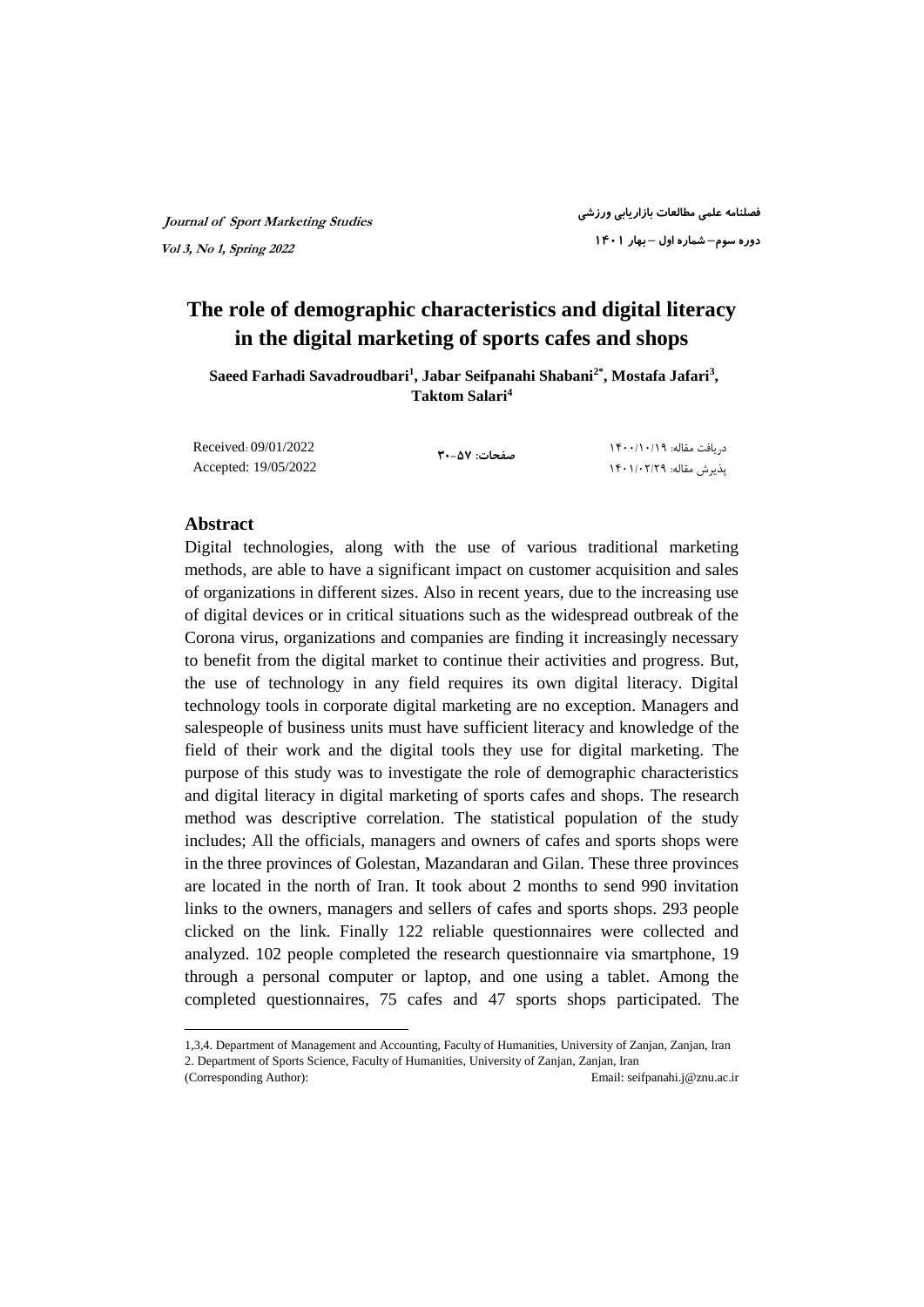# The role of demographic characteristics and digital literacy in the digital marketing of sports cafes and shops

**Saeed Farhadi Savadroudbari[1], Jabar Seifpanahi Shabani[2*], Mostafa Jafari[3], Taktom Salari[4]**

Received: 09/01/2022
Accepted: 19/05/2022

دریافت مقاله: ۱۴۰۰/۱۰/۱۹
پذیرش مقاله: ۱۴۰۱/۰۲/۲۹

## Abstract

Digital technologies, along with the use of various traditional marketing methods, are able to have a significant impact on customer acquisition and sales of organizations in different sizes. Also in recent years, due to the increasing use of digital devices or in critical situations such as the widespread outbreak of the Corona virus, organizations and companies are finding it increasingly necessary to benefit from the digital market to continue their activities and progress. But, the use of technology in any field requires its own digital literacy. Digital technology tools in corporate digital marketing are no exception. Managers and salespeople of business units must have sufficient literacy and knowledge of the field of their work and the digital tools they use for digital marketing. The purpose of this study was to investigate the role of demographic characteristics and digital literacy in digital marketing of sports cafes and shops. The research method was descriptive correlation. The statistical population of the study includes; All the officials, managers and owners of cafes and sports shops were in the three provinces of Golestan, Mazandaran and Gilan. These three provinces are located in the north of Iran. It took about 2 months to send 990 invitation links to the owners, managers and sellers of cafes and sports shops. 293 people clicked on the link. Finally 122 reliable questionnaires were collected and analyzed. 102 people completed the research questionnaire via smartphone, 19 through a personal computer or laptop, and one using a tablet. Among the completed questionnaires, 75 cafes and 47 sports shops participated. The

---

1,3,4. Department of Management and Accounting, Faculty of Humanities, University of Zanjan, Zanjan, Iran
2. Department of Sports Science, Faculty of Humanities, University of Zanjan, Zanjan, Iran
(Corresponding Author): Email: seifpanahi.j@znu.ac.ir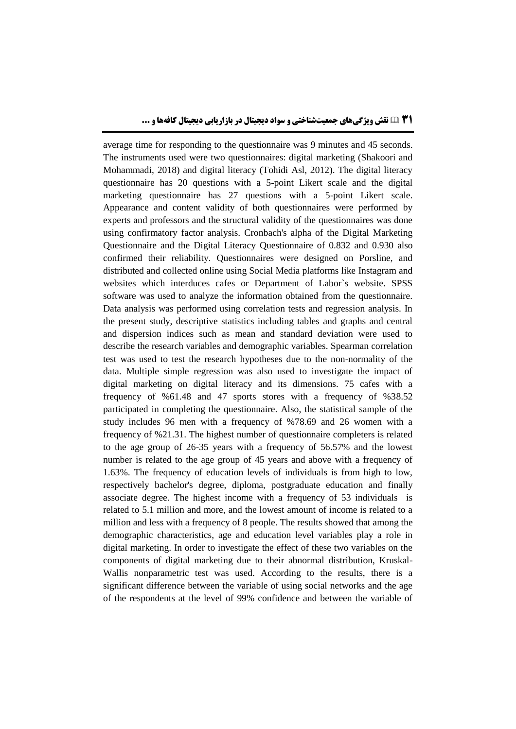average time for responding to the questionnaire was 9 minutes and 45 seconds. The instruments used were two questionnaires: digital marketing (Shakoori and Mohammadi, 2018) and digital literacy (Tohidi Asl, 2012). The digital literacy questionnaire has 20 questions with a 5-point Likert scale and the digital marketing questionnaire has 27 questions with a 5-point Likert scale. Appearance and content validity of both questionnaires were performed by experts and professors and the structural validity of the questionnaires was done using confirmatory factor analysis. Cronbach's alpha of the Digital Marketing Questionnaire and the Digital Literacy Questionnaire of 0.832 and 0.930 also confirmed their reliability. Questionnaires were designed on Porsline, and distributed and collected online using Social Media platforms like Instagram and websites which interduces cafes or Department of Labor`s website. SPSS software was used to analyze the information obtained from the questionnaire. Data analysis was performed using correlation tests and regression analysis. In the present study, descriptive statistics including tables and graphs and central and dispersion indices such as mean and standard deviation were used to describe the research variables and demographic variables. Spearman correlation test was used to test the research hypotheses due to the non-normality of the data. Multiple simple regression was also used to investigate the impact of digital marketing on digital literacy and its dimensions. 75 cafes with a frequency of %61.48 and 47 sports stores with a frequency of %38.52 participated in completing the questionnaire. Also, the statistical sample of the study includes 96 men with a frequency of %78.69 and 26 women with a frequency of %21.31. The highest number of questionnaire completers is related to the age group of 26-35 years with a frequency of 56.57% and the lowest number is related to the age group of 45 years and above with a frequency of 1.63%. The frequency of education levels of individuals is from high to low, respectively bachelor's degree, diploma, postgraduate education and finally associate degree. The highest income with a frequency of 53 individuals is related to 5.1 million and more, and the lowest amount of income is related to a million and less with a frequency of 8 people. The results showed that among the demographic characteristics, age and education level variables play a role in digital marketing. In order to investigate the effect of these two variables on the components of digital marketing due to their abnormal distribution, Kruskal-Wallis nonparametric test was used. According to the results, there is a significant difference between the variable of using social networks and the age of the respondents at the level of 99% confidence and between the variable of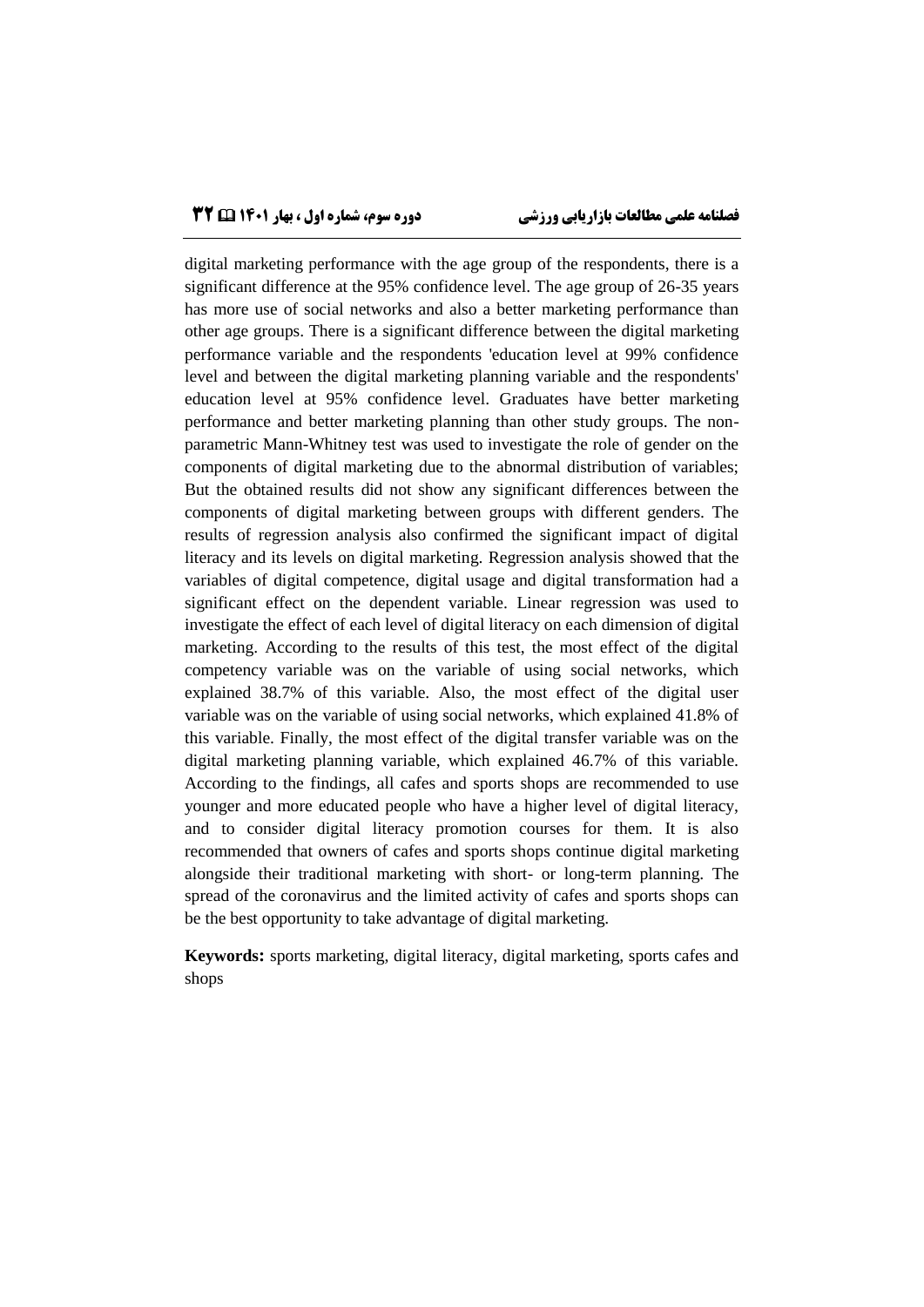digital marketing performance with the age group of the respondents, there is a significant difference at the 95% confidence level. The age group of 26-35 years has more use of social networks and also a better marketing performance than other age groups. There is a significant difference between the digital marketing performance variable and the respondents 'education level at 99% confidence level and between the digital marketing planning variable and the respondents' education level at 95% confidence level. Graduates have better marketing performance and better marketing planning than other study groups. The non-parametric Mann-Whitney test was used to investigate the role of gender on the components of digital marketing due to the abnormal distribution of variables; But the obtained results did not show any significant differences between the components of digital marketing between groups with different genders. The results of regression analysis also confirmed the significant impact of digital literacy and its levels on digital marketing. Regression analysis showed that the variables of digital competence, digital usage and digital transformation had a significant effect on the dependent variable. Linear regression was used to investigate the effect of each level of digital literacy on each dimension of digital marketing. According to the results of this test, the most effect of the digital competency variable was on the variable of using social networks, which explained 38.7% of this variable. Also, the most effect of the digital user variable was on the variable of using social networks, which explained 41.8% of this variable. Finally, the most effect of the digital transfer variable was on the digital marketing planning variable, which explained 46.7% of this variable. According to the findings, all cafes and sports shops are recommended to use younger and more educated people who have a higher level of digital literacy, and to consider digital literacy promotion courses for them. It is also recommended that owners of cafes and sports shops continue digital marketing alongside their traditional marketing with short- or long-term planning. The spread of the coronavirus and the limited activity of cafes and sports shops can be the best opportunity to take advantage of digital marketing.

**Keywords:** sports marketing, digital literacy, digital marketing, sports cafes and shops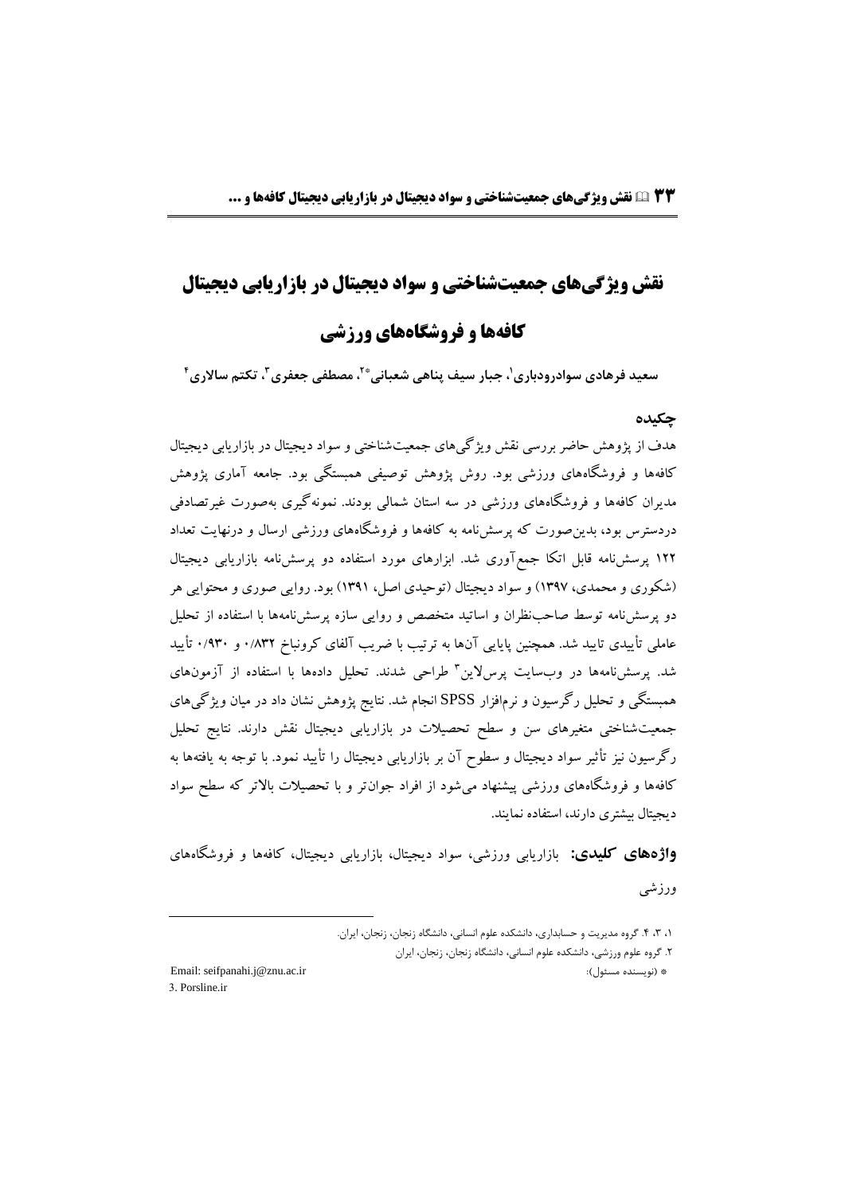# نقش ویژگی‌های جمعیت‌شناختی و سواد دیجیتال در بازاریابی دیجیتال کافه‌ها و فروشگاه‌های ورزشی

**سعید فرهادی سوادرودباری[1]، جبار سیف پناهی شعبانی[2*]، مصطفی جعفری[3]، تکتم سالاری[4]**

## چکیده

هدف از پژوهش حاضر بررسی نقش ویژگی‌های جمعیت‌شناختی و سواد دیجیتال در بازاریابی دیجیتال کافه‌ها و فروشگاه‌های ورزشی بود. روش پژوهش توصیفی همبستگی بود. جامعه آماری پژوهش مدیران کافه‌ها و فروشگاه‌های ورزشی در سه استان شمالی بودند. نمونه‌گیری به‌صورت غیرتصادفی دردسترس بود، بدین‌صورت که پرسش‌نامه به کافه‌ها و فروشگاه‌های ورزشی ارسال و درنهایت تعداد ۱۲۲ پرسش‌نامه قابل اتکا جمع‌آوری شد. ابزارهای مورد استفاده دو پرسش‌نامه بازاریابی دیجیتال (شکوری و محمدی، ۱۳۹۷) و سواد دیجیتال (توحیدی اصل، ۱۳۹۱) بود. روایی صوری و محتوایی هر دو پرسش‌نامه توسط صاحب‌نظران و اساتید متخصص و روایی سازه پرسش‌نامه‌ها با استفاده از تحلیل عاملی تأییدی تایید شد. همچنین پایایی آن‌ها به ترتیب با ضریب آلفای کرونباخ ۰/۸۳۲ و ۰/۹۳۰ تأیید شد. پرسش‌نامه‌ها در وب‌سایت پرس‌لاین[3] طراحی شدند. تحلیل داده‌ها با استفاده از آزمون‌های همبستگی و تحلیل رگرسیون و نرم‌افزار SPSS انجام شد. نتایج پژوهش نشان داد در میان ویژگی‌های جمعیت‌شناختی متغیرهای سن و سطح تحصیلات در بازاریابی دیجیتال نقش دارند. نتایج تحلیل رگرسیون نیز تأثیر سواد دیجیتال و سطوح آن بر بازاریابی دیجیتال را تأیید نمود. با توجه به یافته‌ها به کافه‌ها و فروشگاه‌های ورزشی پیشنهاد می‌شود از افراد جوان‌تر و با تحصیلات بالاتر که سطح سواد دیجیتال بیشتری دارند، استفاده نمایند.

**واژه‌های کلیدی:** بازاریابی ورزشی، سواد دیجیتال، بازاریابی دیجیتال، کافه‌ها و فروشگاه‌های ورزشی

---

۱، ۳، ۴. گروه مدیریت و حسابداری، دانشکده علوم انسانی، دانشگاه زنجان، زنجان، ایران.

۲. گروه علوم ورزشی، دانشکده علوم انسانی، دانشگاه زنجان، زنجان، ایران

* (نویسنده مسئول): Email: seifpanahi.j@znu.ac.ir

3. Porsline.ir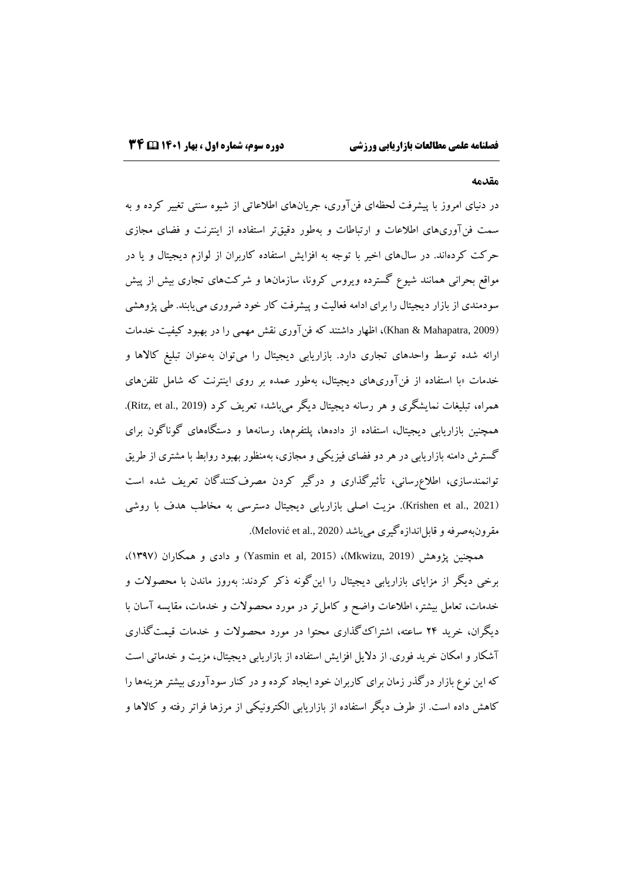## مقدمه

در دنیای امروز با پیشرفت لحظه‌ای فن‌آوری، جریان‌های اطلاعاتی از شیوه سنتی تغییر کرده و به سمت فن‌آوری‌های اطلاعات و ارتباطات و به‌طور دقیق‌تر استفاده از اینترنت و فضای مجازی حرکت کرده‌اند. در سال‌های اخیر با توجه به افزایش استفاده کاربران از لوازم دیجیتال و یا در مواقع بحرانی همانند شیوع گسترده ویروس کرونا، سازمان‌ها و شرکت‌های تجاری بیش از پیش سودمندی از بازار دیجیتال را برای ادامه فعالیت و پیشرفت کار خود ضروری می‌یابند. طی پژوهشی (Khan & Mahapatra, 2009)، اظهار داشتند که فن‌آوری نقش مهمی را در بهبود کیفیت خدمات ارائه شده توسط واحدهای تجاری دارد. بازاریابی دیجیتال را می‌توان به‌عنوان تبلیغ کالاها و خدمات «با استفاده از فن‌آوری‌های دیجیتال، به‌طور عمده بر روی اینترنت که شامل تلفن‌های همراه، تبلیغات نمایشگری و هر رسانه دیجیتال دیگر می‌باشد» تعریف کرد (Ritz, et al., 2019). همچنین بازاریابی دیجیتال، استفاده از داده‌ها، پلتفرم‌ها، رسانه‌ها و دستگاه‌های گوناگون برای گسترش دامنه بازاریابی در هر دو فضای فیزیکی و مجازی، به‌منظور بهبود روابط با مشتری از طریق توانمندسازی، اطلاع‌رسانی، تأثیرگذاری و درگیر کردن مصرف‌کنندگان تعریف شده است (Krishen et al., 2021). مزیت اصلی بازاریابی دیجیتال دسترسی به مخاطب هدف با روشی مقرون‌به‌صرفه و قابل‌اندازه‌گیری می‌باشد (Melović et al., 2020).

همچنین پژوهش (Mkwizu, 2019)، (Yasmin et al, 2015) و دادی و همکاران (۱۳۹۷)، برخی دیگر از مزایای بازاریابی دیجیتال را این‌گونه ذکر کردند: به‌روز ماندن با محصولات و خدمات، تعامل بیشتر، اطلاعات واضح و کامل‌تر در مورد محصولات و خدمات، مقایسه آسان با دیگران، خرید ۲۴ ساعته، اشتراک‌گذاری محتوا در مورد محصولات و خدمات قیمت‌گذاری آشکار و امکان خرید فوری. از دلایل افزایش استفاده از بازاریابی دیجیتال، مزیت و خدماتی است که این نوع بازار درگذر زمان برای کاربران خود ایجاد کرده و در کنار سودآوری بیشتر هزینه‌ها را کاهش داده است. از طرف دیگر استفاده از بازاریابی الکترونیکی از مرزها فراتر رفته و کالاها و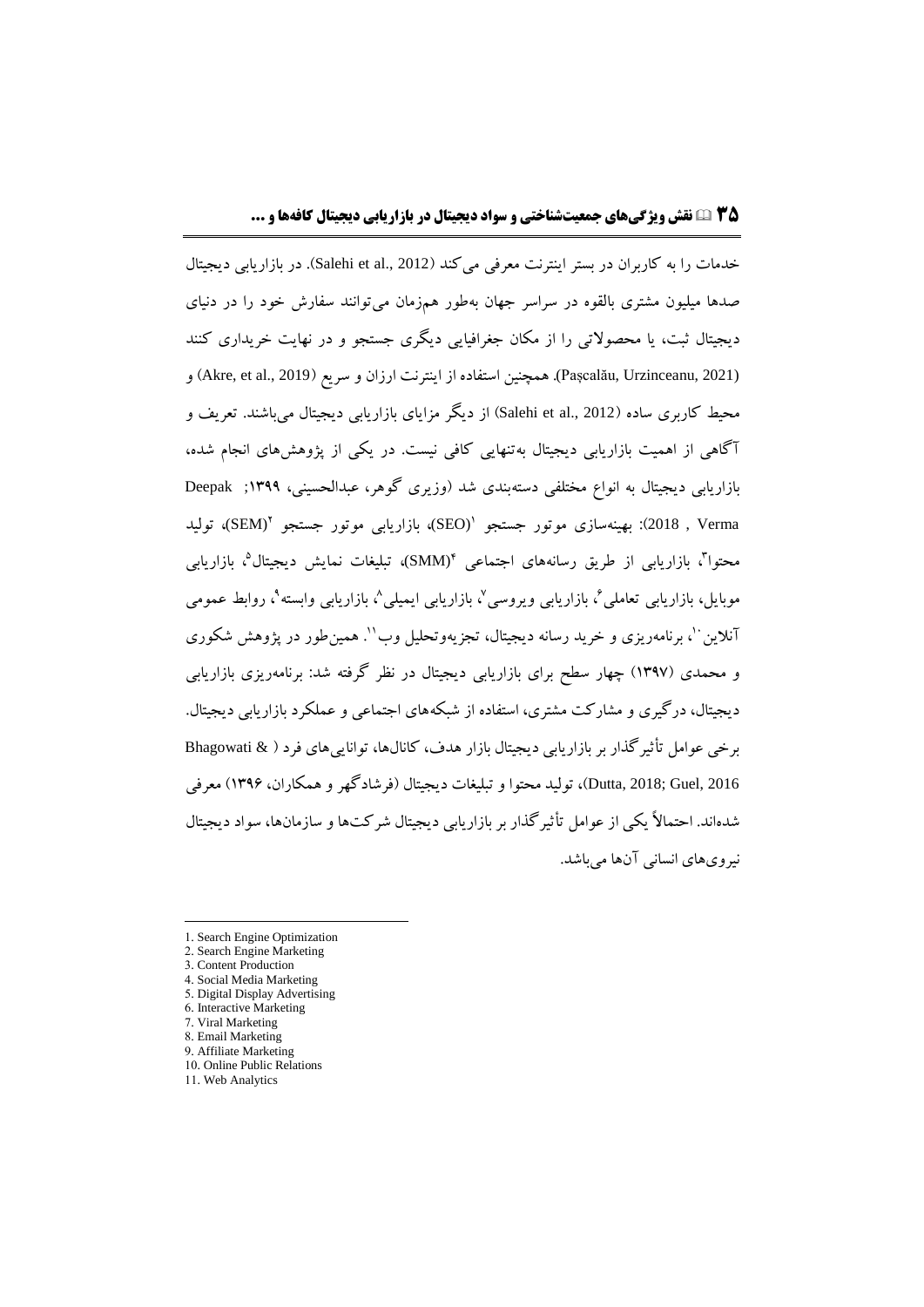خدمات را به کاربران در بستر اینترنت معرفی می‌کند (Salehi et al., 2012). در بازاریابی دیجیتال صدها میلیون مشتری بالقوه در سراسر جهان به‌طور هم‌زمان می‌توانند سفارش خود را در دنیای دیجیتال ثبت، یا محصولاتی را از مکان جغرافیایی دیگری جستجو و در نهایت خریداری کنند (Pașcalău, Urzinceanu, 2021). همچنین استفاده از اینترنت ارزان و سریع (Akre, et al., 2019) و محیط کاربری ساده (Salehi et al., 2012) از دیگر مزایای بازاریابی دیجیتال می‌باشند. تعریف و آگاهی از اهمیت بازاریابی دیجیتال به‌تنهایی کافی نیست. در یکی از پژوهش‌های انجام شده، بازاریابی دیجیتال به انواع مختلفی دسته‌بندی شد (وزیری گوهر، عبدالحسینی، ۱۳۹۹; Deepak , Verma 2018): بهینه‌سازی موتور جستجو [1](SEO)، بازاریابی موتور جستجو [2](SEM)، تولید محتوا[3]، بازاریابی از طریق رسانه‌های اجتماعی [4](SMM)، تبلیغات نمایش دیجیتال[5]، بازاریابی موبایل، بازاریابی تعاملی[6]، بازاریابی ویروسی[7]، بازاریابی ایمیلی[8]، بازاریابی وابسته[9]، روابط عمومی آنلاین[10]، برنامه‌ریزی و خرید رسانه دیجیتال، تجزیه‌وتحلیل وب[11]. همین‌طور در پژوهش شکوری و محمدی (۱۳۹۷) چهار سطح برای بازاریابی دیجیتال در نظر گرفته شد: برنامه‌ریزی بازاریابی دیجیتال، درگیری و مشارکت مشتری، استفاده از شبکه‌های اجتماعی و عملکرد بازاریابی دیجیتال. برخی عوامل تأثیرگذار بر بازاریابی دیجیتال بازار هدف، کانال‌ها، توانایی‌های فرد ( Bhagowati & Dutta, 2018; Guel, 2016)، تولید محتوا و تبلیغات دیجیتال (فرشادگهر و همکاران، ۱۳۹۶) معرفی شده‌اند. احتمالاً یکی از عوامل تأثیرگذار بر بازاریابی دیجیتال شرکت‌ها و سازمان‌ها، سواد دیجیتال نیروهای انسانی آن‌ها می‌باشد.

---

1. Search Engine Optimization
2. Search Engine Marketing
3. Content Production
4. Social Media Marketing
5. Digital Display Advertising
6. Interactive Marketing
7. Viral Marketing
8. Email Marketing
9. Affiliate Marketing
10. Online Public Relations
11. Web Analytics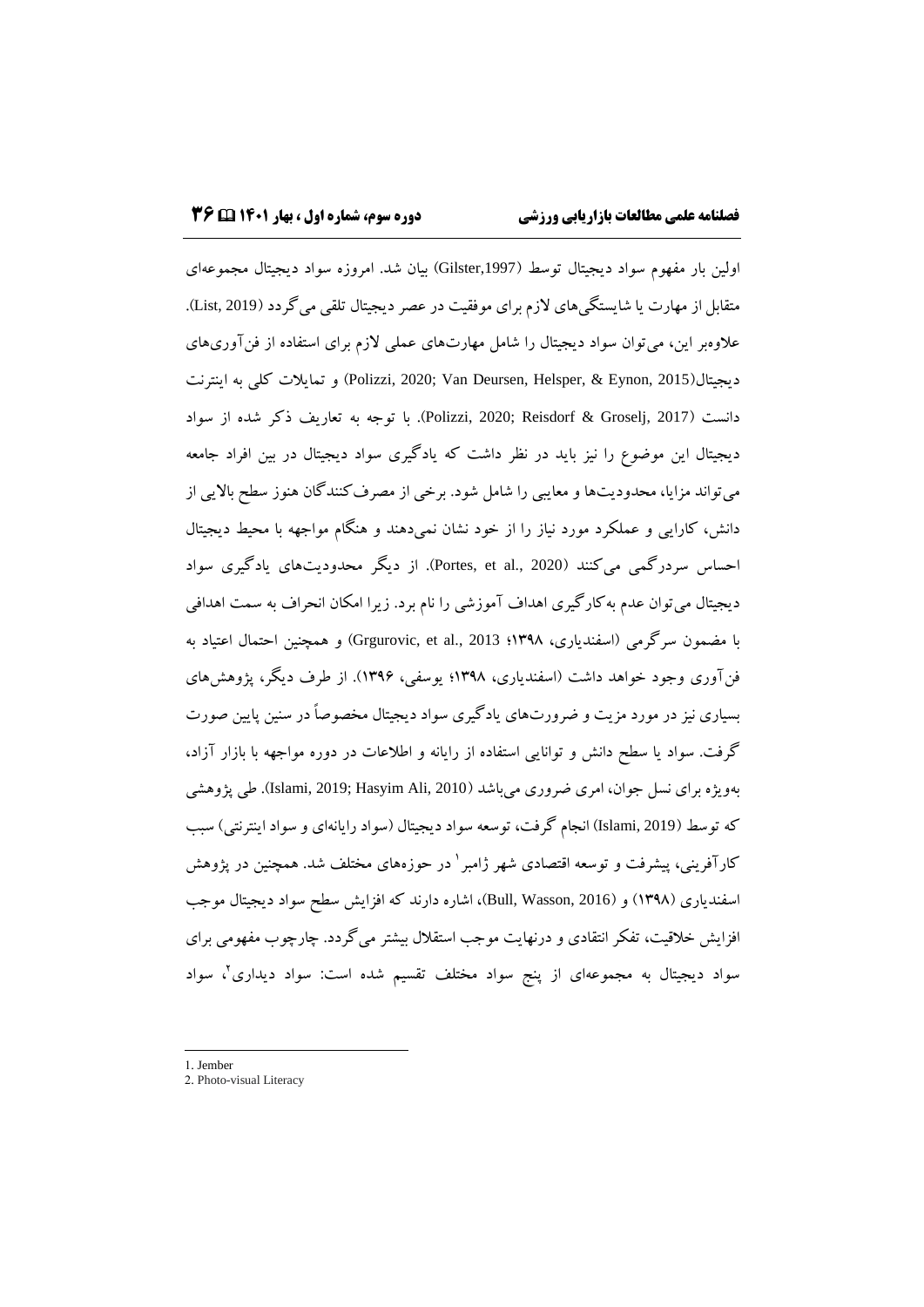اولین بار مفهوم سواد دیجیتال توسط (Gilster,1997) بیان شد. امروزه سواد دیجیتال مجموعه‌ای متقابل از مهارت یا شایستگی‌های لازم برای موفقیت در عصر دیجیتال تلقی می‌گردد (List, 2019). علاوه‌بر این، می‌توان سواد دیجیتال را شامل مهارت‌های عملی لازم برای استفاده از فن‌آوری‌های دیجیتال(Polizzi, 2020; Van Deursen, Helsper, & Eynon, 2015) و تمایلات کلی به اینترنت دانست (Polizzi, 2020; Reisdorf & Groselj, 2017). با توجه به تعاریف ذکر شده از سواد دیجیتال این موضوع را نیز باید در نظر داشت که یادگیری سواد دیجیتال در بین افراد جامعه می‌تواند مزایا، محدودیت‌ها و معایبی را شامل شود. برخی از مصرف‌کنندگان هنوز سطح بالایی از دانش، کارایی و عملکرد مورد نیاز را از خود نشان نمی‌دهند و هنگام مواجهه با محیط دیجیتال احساس سردرگمی می‌کنند (Portes, et al., 2020). از دیگر محدودیت‌های یادگیری سواد دیجیتال می‌توان عدم به‌کارگیری اهداف آموزشی را نام برد. زیرا امکان انحراف به سمت اهدافی با مضمون سرگرمی (اسفندیاری، ۱۳۹۸؛ Grgurovic, et al., 2013) و همچنین احتمال اعتیاد به فن‌آوری وجود خواهد داشت (اسفندیاری، ۱۳۹۸؛ یوسفی، ۱۳۹۶). از طرف دیگر، پژوهش‌های بسیاری نیز در مورد مزیت و ضرورت‌های یادگیری سواد دیجیتال مخصوصاً در سنین پایین صورت گرفت. سواد یا سطح دانش و توانایی استفاده از رایانه و اطلاعات در دوره مواجهه با بازار آزاد، به‌ویژه برای نسل جوان، امری ضروری می‌باشد (Islami, 2019; Hasyim Ali, 2010). طی پژوهشی که توسط (Islami, 2019) انجام گرفت، توسعه سواد دیجیتال (سواد رایانه‌ای و سواد اینترنتی) سبب کارآفرینی، پیشرفت و توسعه اقتصادی شهر ژامبر[1] در حوزه‌های مختلف شد. همچنین در پژوهش اسفندیاری (۱۳۹۸) و (Bull, Wasson, 2016)، اشاره دارند که افزایش سطح سواد دیجیتال موجب افزایش خلاقیت، تفکر انتقادی و درنهایت موجب استقلال بیشتر می‌گردد. چارچوب مفهومی برای سواد دیجیتال به مجموعه‌ای از پنج سواد مختلف تقسیم شده است: سواد دیداری[2]، سواد

---

1. Jember
2. Photo-visual Literacy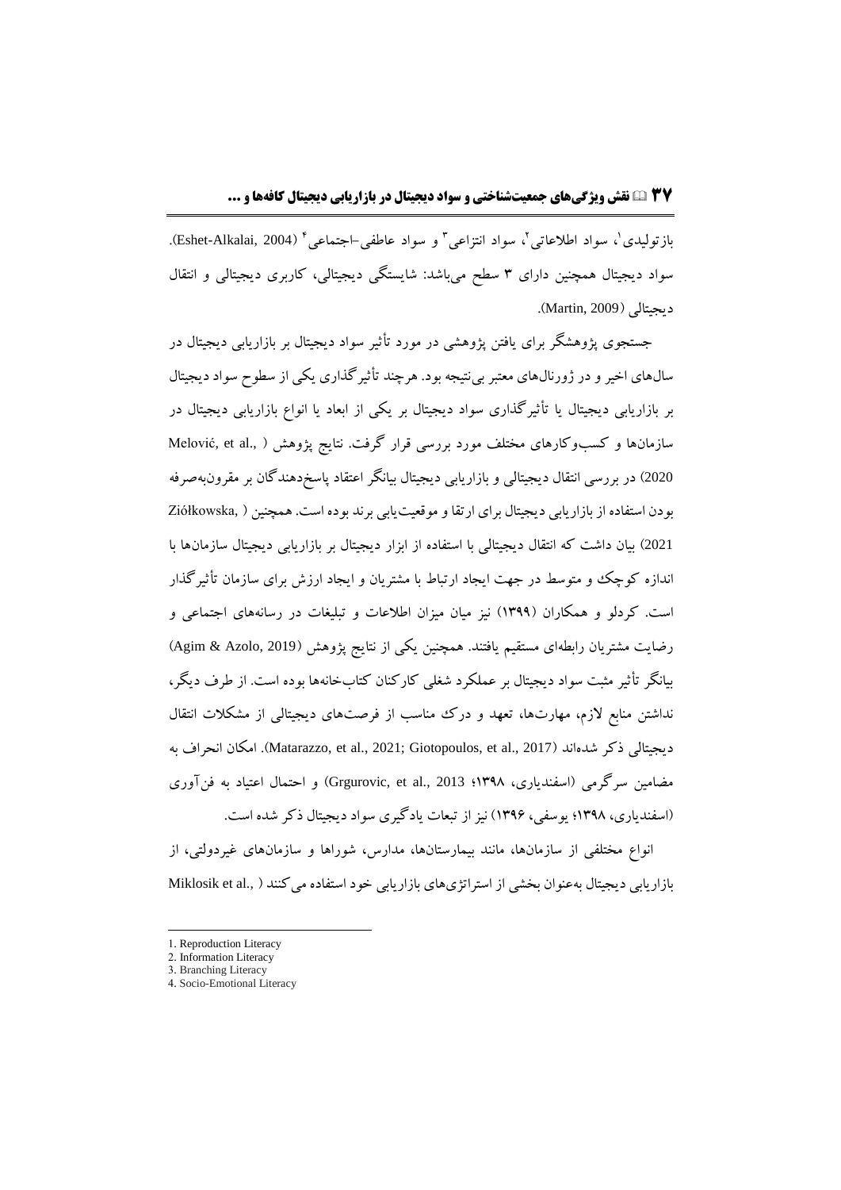بازتولیدی[1]، سواد اطلاعاتی[2]، سواد انتزاعی[3] و سواد عاطفی-اجتماعی[4] (Eshet-Alkalai, 2004). سواد دیجیتال همچنین دارای ۳ سطح می‌باشد: شایستگی دیجیتالی، کاربری دیجیتالی و انتقال دیجیتالی (Martin, 2009).

جستجوی پژوهشگر برای یافتن پژوهشی در مورد تأثیر سواد دیجیتال بر بازاریابی دیجیتال در سال‌های اخیر و در ژورنال‌های معتبر بی‌نتیجه بود. هرچند تأثیرگذاری یکی از سطوح سواد دیجیتال بر بازاریابی دیجیتال یا تأثیرگذاری سواد دیجیتال بر یکی از ابعاد یا انواع بازاریابی دیجیتال در سازمان‌ها و کسب‌وکارهای مختلف مورد بررسی قرار گرفت. نتایج پژوهش (Melović, et al., 2020) در بررسی انتقال دیجیتالی و بازاریابی دیجیتال بیانگر اعتقاد پاسخ‌دهندگان بر مقرون‌به‌صرفه بودن استفاده از بازاریابی دیجیتال برای ارتقا و موقعیت‌یابی برند بوده است. همچنین (Ziółkowska, 2021) بیان داشت که انتقال دیجیتالی با استفاده از ابزار دیجیتال بر بازاریابی دیجیتال سازمان‌ها با اندازه کوچک و متوسط در جهت ایجاد ارتباط با مشتریان و ایجاد ارزش برای سازمان تأثیرگذار است. کردلو و همکاران (۱۳۹۹) نیز میان میزان اطلاعات و تبلیغات در رسانه‌های اجتماعی و رضایت مشتریان رابطه‌ای مستقیم یافتند. همچنین یکی از نتایج پژوهش (Agim & Azolo, 2019) بیانگر تأثیر مثبت سواد دیجیتال بر عملکرد شغلی کارکنان کتاب‌خانه‌ها بوده است. از طرف دیگر، نداشتن منابع لازم، مهارت‌ها، تعهد و درک مناسب از فرصت‌های دیجیتالی از مشکلات انتقال دیجیتالی ذکر شده‌اند (Matarazzo, et al., 2021; Giotopoulos, et al., 2017). امکان انحراف به مضامین سرگرمی (اسفندیاری، ۱۳۹۸؛ Grgurovic, et al., 2013) و احتمال اعتیاد به فن‌آوری (اسفندیاری، ۱۳۹۸؛ یوسفی، ۱۳۹۶) نیز از تبعات یادگیری سواد دیجیتال ذکر شده است.

انواع مختلفی از سازمان‌ها، مانند بیمارستان‌ها، مدارس، شوراها و سازمان‌های غیردولتی، از بازاریابی دیجیتال به‌عنوان بخشی از استراتژی‌های بازاریابی خود استفاده می‌کنند (Miklosik et al.,

---

1. Reproduction Literacy
2. Information Literacy
3. Branching Literacy
4. Socio-Emotional Literacy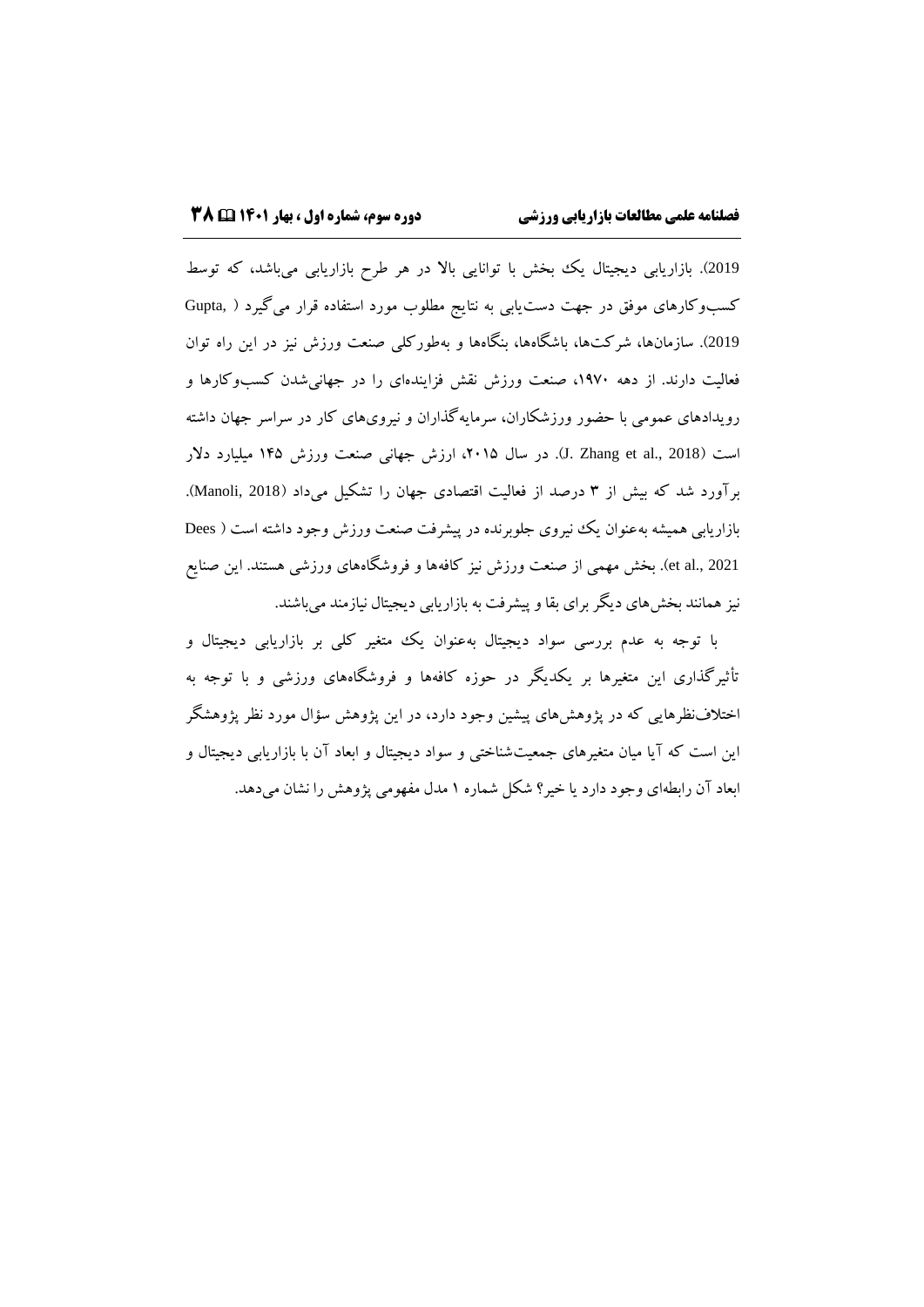2019). بازاریابی دیجیتال یک بخش با توانایی بالا در هر طرح بازاریابی می‌باشد، که توسط کسب‌وکارهای موفق در جهت دست‌یابی به نتایج مطلوب مورد استفاده قرار می‌گیرد (Gupta, 2019). سازمان‌ها، شرکت‌ها، باشگاه‌ها، بنگاه‌ها و به‌طورکلی صنعت ورزش نیز در این راه توان فعالیت دارند. از دهه ۱۹۷۰، صنعت ورزش نقش فزاینده‌ای را در جهانی‌شدن کسب‌وکارها و رویدادهای عمومی با حضور ورزشکاران، سرمایه‌گذاران و نیروهای کار در سراسر جهان داشته است (J. Zhang et al., 2018). در سال ۲۰۱۵، ارزش جهانی صنعت ورزش ۱۴۵ میلیارد دلار برآورد شد که بیش از ۳ درصد از فعالیت اقتصادی جهان را تشکیل می‌داد (Manoli, 2018). بازاریابی همیشه به‌عنوان یک نیروی جلوبرنده در پیشرفت صنعت ورزش وجود داشته است (Dees et al., 2021). بخش مهمی از صنعت ورزش نیز کافه‌ها و فروشگاه‌های ورزشی هستند. این صنایع نیز همانند بخش‌های دیگر برای بقا و پیشرفت به بازاریابی دیجیتال نیازمند می‌باشند.

با توجه به عدم بررسی سواد دیجیتال به‌عنوان یک متغیر کلی بر بازاریابی دیجیتال و تأثیرگذاری این متغیرها بر یکدیگر در حوزه کافه‌ها و فروشگاه‌های ورزشی و با توجه به اختلاف‌نظرهایی که در پژوهش‌های پیشین وجود دارد، در این پژوهش سؤال مورد نظر پژوهشگر این است که آیا میان متغیرهای جمعیت‌شناختی و سواد دیجیتال و ابعاد آن با بازاریابی دیجیتال و ابعاد آن رابطه‌ای وجود دارد یا خیر؟ شکل شماره ۱ مدل مفهومی پژوهش را نشان می‌دهد.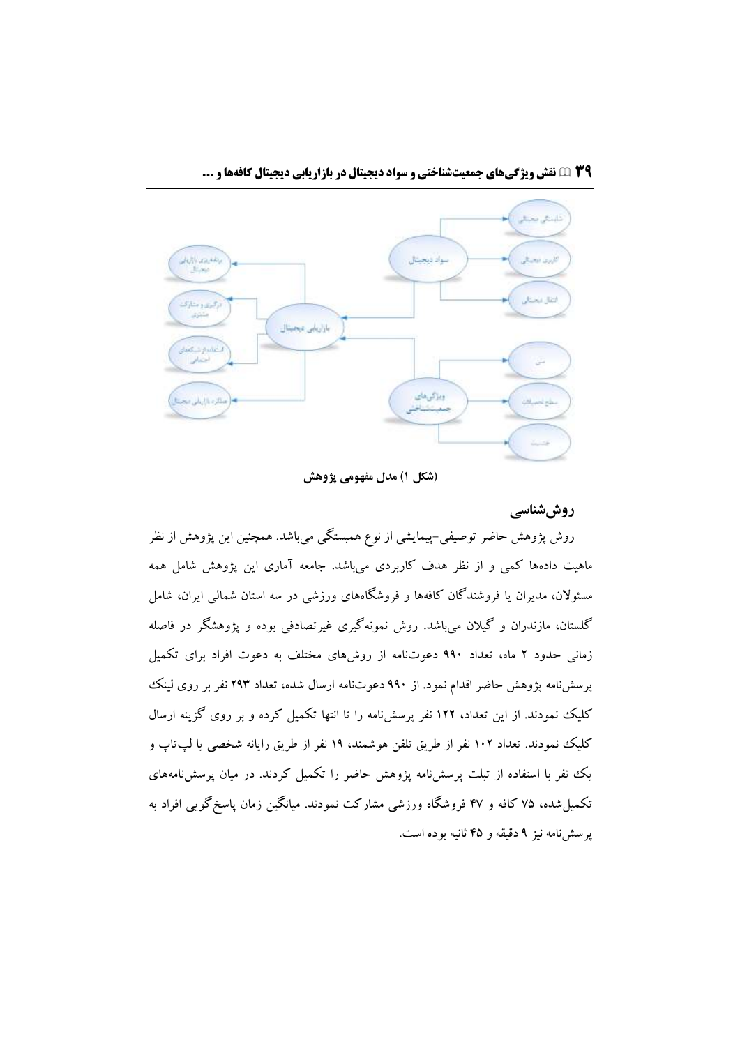(شکل ۱) مدل مفهومی پژوهش

## روش‌شناسی

روش پژوهش حاضر توصیفی-پیمایشی از نوع همبستگی می‌باشد. همچنین این پژوهش از نظر ماهیت داده‌ها کمی و از نظر هدف کاربردی می‌باشد. جامعه آماری این پژوهش شامل همه مسئولان، مدیران یا فروشندگان کافه‌ها و فروشگاه‌های ورزشی در سه استان شمالی ایران، شامل گلستان، مازندران و گیلان می‌باشد. روش نمونه‌گیری غیرتصادفی بوده و پژوهشگر در فاصله زمانی حدود ۲ ماه، تعداد ۹۹۰ دعوت‌نامه از روش‌های مختلف به دعوت افراد برای تکمیل پرسش‌نامه پژوهش حاضر اقدام نمود. از ۹۹۰ دعوت‌نامه ارسال شده، تعداد ۲۹۳ نفر بر روی لینک کلیک نمودند. از این تعداد، ۱۲۲ نفر پرسش‌نامه را تا انتها تکمیل کرده و بر روی گزینه ارسال کلیک نمودند. تعداد ۱۰۲ نفر از طریق تلفن هوشمند، ۱۹ نفر از طریق رایانه شخصی یا لپ‌تاپ و یک نفر با استفاده از تبلت پرسش‌نامه پژوهش حاضر را تکمیل کردند. در میان پرسش‌نامه‌های تکمیل‌شده، ۷۵ کافه و ۴۷ فروشگاه ورزشی مشارکت نمودند. میانگین زمان پاسخ‌گویی افراد به پرسش‌نامه نیز ۹ دقیقه و ۴۵ ثانیه بوده است.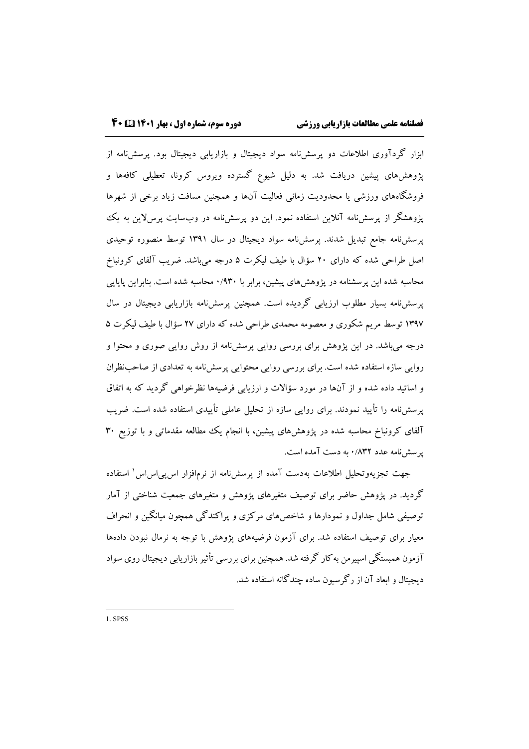ابزار گردآوری اطلاعات دو پرسش‌نامه سواد دیجیتال و بازاریابی دیجیتال بود. پرسش‌نامه از پژوهش‌های پیشین دریافت شد. به دلیل شیوع گسترده ویروس کرونا، تعطیلی کافه‌ها و فروشگاه‌های ورزشی یا محدودیت زمانی فعالیت آن‌ها و همچنین مسافت زیاد برخی از شهرها پژوهشگر از پرسش‌نامه آنلاین استفاده نمود. این دو پرسش‌نامه در وب‌سایت پرس‌لاین به یک پرسش‌نامه جامع تبدیل شدند. پرسش‌نامه سواد دیجیتال در سال ۱۳۹۱ توسط منصوره توحیدی اصل طراحی شده که دارای ۲۰ سؤال با طیف لیکرت ۵ درجه می‌باشد. ضریب آلفای کرونباخ محاسبه شده این پرسشنامه در پژوهش‌های پیشین، برابر با ۰/۹۳۰ محاسبه شده است. بنابراین پایایی پرسش‌نامه بسیار مطلوب ارزیابی گردیده است. همچنین پرسش‌نامه بازاریابی دیجیتال در سال ۱۳۹۷ توسط مریم شکوری و معصومه محمدی طراحی شده که دارای ۲۷ سؤال با طیف لیکرت ۵ درجه می‌باشد. در این پژوهش برای بررسی روایی پرسش‌نامه از روش روایی صوری و محتوا و روایی سازه استفاده شده است. برای بررسی روایی محتوایی پرسش‌نامه به تعدادی از صاحب‌نظران و اساتید داده شده و از آن‌ها در مورد سؤالات و ارزیابی فرضیه‌ها نظرخواهی گردید که به اتفاق پرسش‌نامه را تأیید نمودند. برای روایی سازه از تحلیل عاملی تأییدی استفاده شده است. ضریب آلفای کرونباخ محاسبه شده در پژوهش‌های پیشین، با انجام یک مطالعه مقدماتی و با توزیع ۳۰ پرسش‌نامه عدد ۰/۸۳۲ به دست آمده است.

جهت تجزیه‌وتحلیل اطلاعات به‌دست آمده از پرسش‌نامه از نرم‌افزار اس‌پی‌اس‌اس[1] استفاده گردید. در پژوهش حاضر برای توصیف متغیرهای پژوهش و متغیرهای جمعیت شناختی از آمار توصیفی شامل جداول و نمودارها و شاخص‌های مرکزی و پراکندگی همچون میانگین و انحراف معیار برای توصیف استفاده شد. برای آزمون فرضیه‌های پژوهش با توجه به نرمال نبودن داده‌ها آزمون همبستگی اسپیرمن به‌کار گرفته شد. همچنین برای بررسی تأثیر بازاریابی دیجیتال روی سواد دیجیتال و ابعاد آن از رگرسیون ساده چندگانه استفاده شد.

---

1. SPSS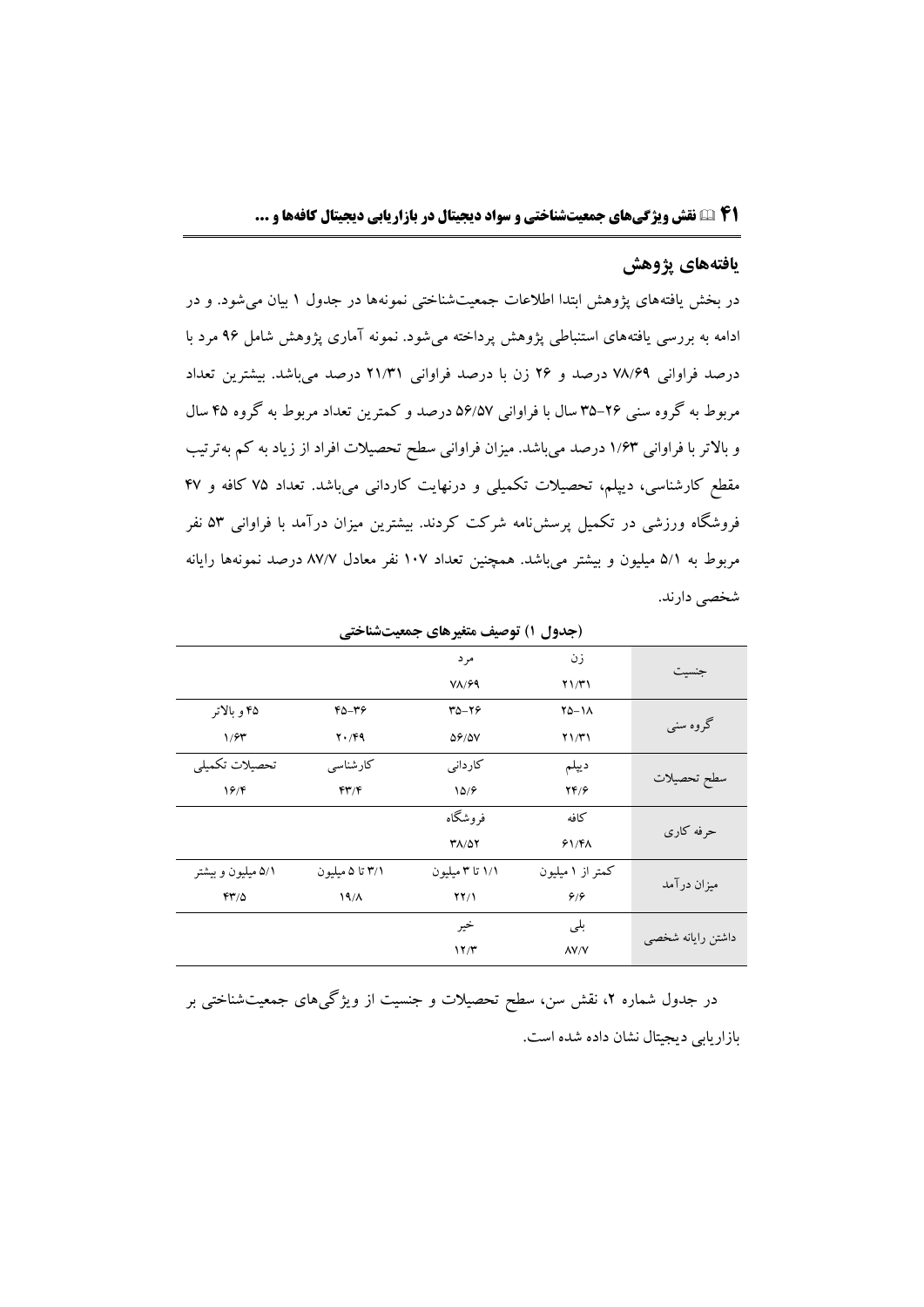## یافته‌های پژوهش

در بخش یافته‌های پژوهش ابتدا اطلاعات جمعیت‌شناختی نمونه‌ها در جدول ۱ بیان می‌شود. و در ادامه به بررسی یافته‌های استنباطی پژوهش پرداخته می‌شود. نمونه آماری پژوهش شامل ۹۶ مرد با درصد فراوانی ۷۸/۶۹ درصد و ۲۶ زن با درصد فراوانی ۲۱/۳۱ درصد می‌باشد. بیشترین تعداد مربوط به گروه سنی ۲۶-۳۵ سال با فراوانی ۵۶/۵۷ درصد و کمترین تعداد مربوط به گروه ۴۵ سال و بالاتر با فراوانی ۱/۶۳ درصد می‌باشد. میزان فراوانی سطح تحصیلات افراد از زیاد به کم به‌ترتیب مقطع کارشناسی، دیپلم، تحصیلات تکمیلی و درنهایت کاردانی می‌باشد. تعداد ۷۵ کافه و ۴۷ فروشگاه ورزشی در تکمیل پرسش‌نامه شرکت کردند. بیشترین میزان درآمد با فراوانی ۵۳ نفر مربوط به ۵/۱ میلیون و بیشتر می‌باشد. همچنین تعداد ۱۰۷ نفر معادل ۸۷/۷ درصد نمونه‌ها رایانه شخصی دارند.

**(جدول ۱) توصیف متغیرهای جمعیت‌شناختی**

| | | | | |
|---|---|---|---|---|
| جنسیت | زن | مرد | | |
| | ۲۱/۳۱ | ۷۸/۶۹ | | |
| گروه سنی | ۱۸-۲۵ | ۲۶-۳۵ | ۳۶-۴۵ | ۴۵ و بالاتر |
| | ۲۱/۳۱ | ۵۶/۵۷ | ۲۰/۴۹ | ۱/۶۳ |
| سطح تحصیلات | دیپلم | کاردانی | کارشناسی | تحصیلات تکمیلی |
| | ۲۴/۶ | ۱۵/۶ | ۴۳/۴ | ۱۶/۴ |
| حرفه کاری | کافه | فروشگاه | | |
| | ۶۱/۴۸ | ۳۸/۵۲ | | |
| میزان درآمد | کمتر از ۱ میلیون | ۱/۱ تا ۳ میلیون | ۳/۱ تا ۵ میلیون | ۵/۱ میلیون و بیشتر |
| | ۶/۶ | ۲۲/۱ | ۱۹/۸ | ۴۳/۵ |
| داشتن رایانه شخصی | بلی | خیر | | |
| | ۸۷/۷ | ۱۲/۳ | | |

در جدول شماره ۲، نقش سن، سطح تحصیلات و جنسیت از ویژگی‌های جمعیت‌شناختی بر بازاریابی دیجیتال نشان داده شده است.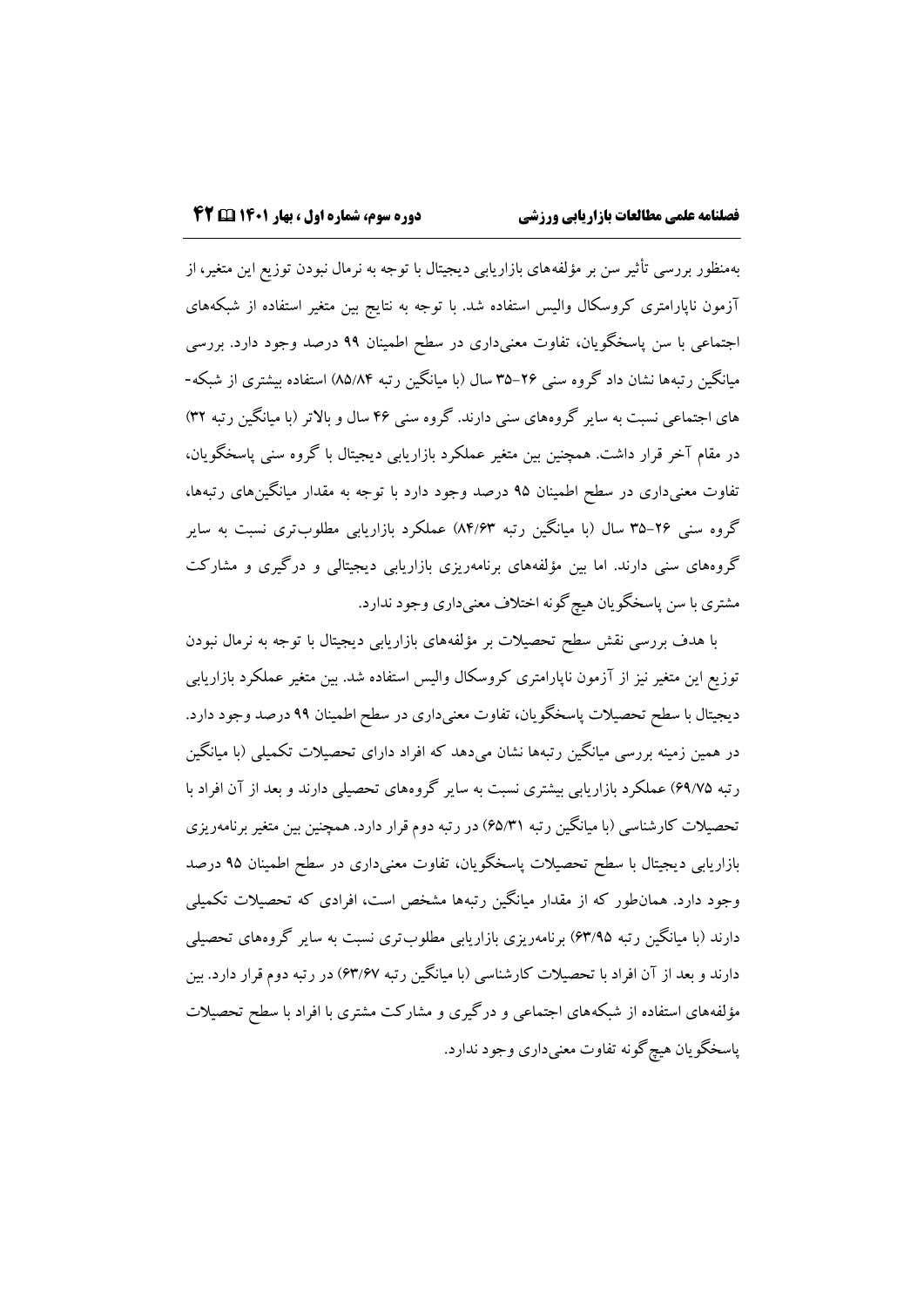به‌منظور بررسی تأثیر سن بر مؤلفه‌های بازاریابی دیجیتال با توجه به نرمال نبودن توزیع این متغیر، از آزمون ناپارامتری کروسکال والیس استفاده شد. با توجه به نتایج بین متغیر استفاده از شبکه‌های اجتماعی با سن پاسخگویان، تفاوت معنی‌داری در سطح اطمینان ۹۹ درصد وجود دارد. بررسی میانگین رتبه‌ها نشان داد گروه سنی ۲۶-۳۵ سال (با میانگین رتبه ۸۵/۸۴) استفاده بیشتری از شبکه-های اجتماعی نسبت به سایر گروه‌های سنی دارند. گروه سنی ۴۶ سال و بالاتر (با میانگین رتبه ۳۲) در مقام آخر قرار داشت. همچنین بین متغیر عملکرد بازاریابی دیجیتال با گروه سنی پاسخگویان، تفاوت معنی‌داری در سطح اطمینان ۹۵ درصد وجود دارد با توجه به مقدار میانگین‌های رتبه‌ها، گروه سنی ۲۶-۳۵ سال (با میانگین رتبه ۸۴/۶۳) عملکرد بازاریابی مطلوب‌تری نسبت به سایر گروه‌های سنی دارند. اما بین مؤلفه‌های برنامه‌ریزی بازاریابی دیجیتالی و درگیری و مشارکت مشتری با سن پاسخگویان هیچ‌گونه اختلاف معنی‌داری وجود ندارد.

با هدف بررسی نقش سطح تحصیلات بر مؤلفه‌های بازاریابی دیجیتال با توجه به نرمال نبودن توزیع این متغیر نیز از آزمون ناپارامتری کروسکال والیس استفاده شد. بین متغیر عملکرد بازاریابی دیجیتال با سطح تحصیلات پاسخگویان، تفاوت معنی‌داری در سطح اطمینان ۹۹ درصد وجود دارد. در همین زمینه بررسی میانگین رتبه‌ها نشان می‌دهد که افراد دارای تحصیلات تکمیلی (با میانگین رتبه ۶۹/۷۵) عملکرد بازاریابی بیشتری نسبت به سایر گروه‌های تحصیلی دارند و بعد از آن افراد با تحصیلات کارشناسی (با میانگین رتبه ۶۵/۳۱) در رتبه دوم قرار دارد. همچنین بین متغیر برنامه‌ریزی بازاریابی دیجیتال با سطح تحصیلات پاسخگویان، تفاوت معنی‌داری در سطح اطمینان ۹۵ درصد وجود دارد. همان‌طور که از مقدار میانگین رتبه‌ها مشخص است، افرادی که تحصیلات تکمیلی دارند (با میانگین رتبه ۶۳/۹۵) برنامه‌ریزی بازاریابی مطلوب‌تری نسبت به سایر گروه‌های تحصیلی دارند و بعد از آن افراد با تحصیلات کارشناسی (با میانگین رتبه ۶۳/۶۷) در رتبه دوم قرار دارد. بین مؤلفه‌های استفاده از شبکه‌های اجتماعی و درگیری و مشارکت مشتری با افراد با سطح تحصیلات پاسخگویان هیچ‌گونه تفاوت معنی‌داری وجود ندارد.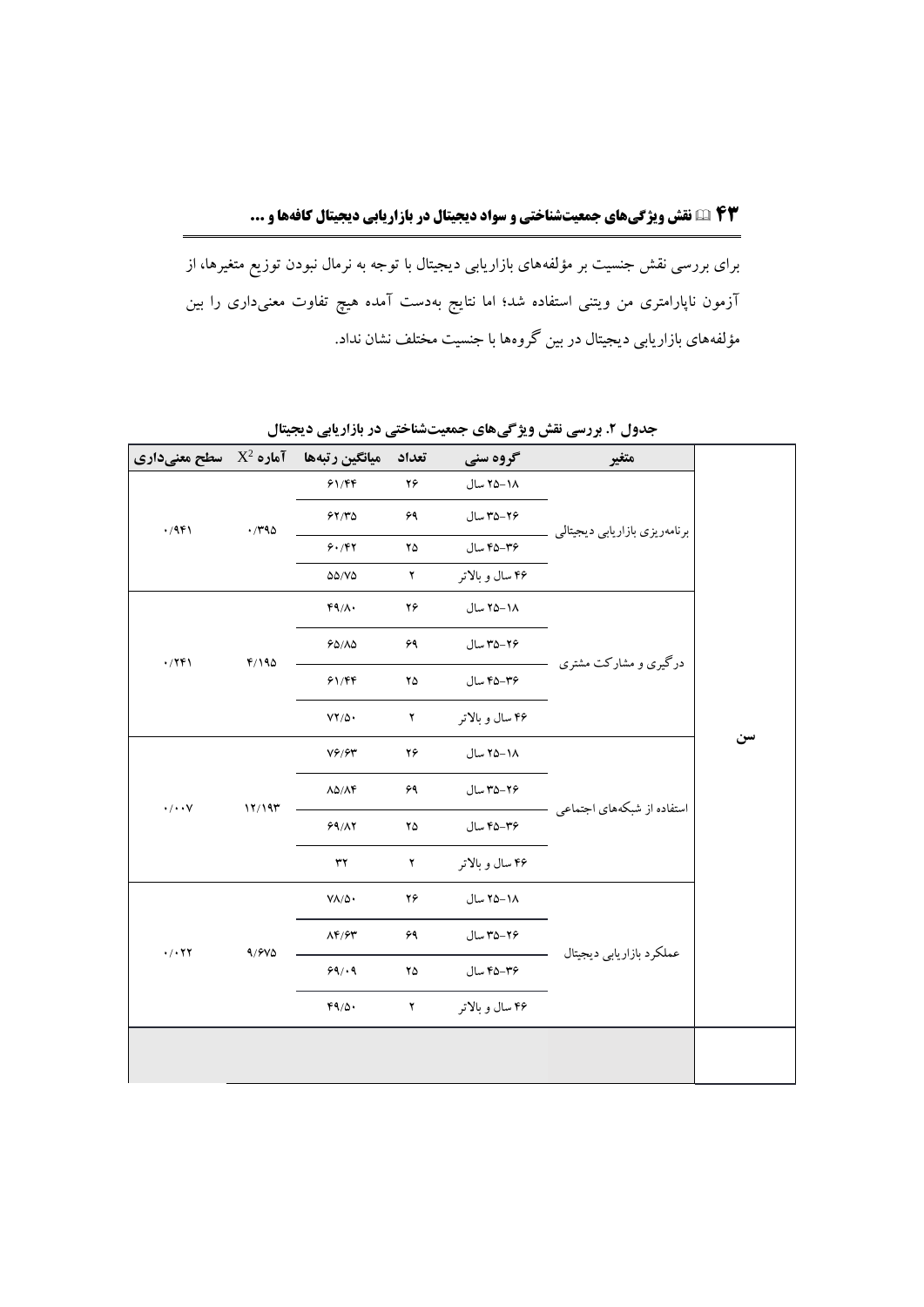برای بررسی نقش جنسیت بر مؤلفه‌های بازاریابی دیجیتال با توجه به نرمال نبودن توزیع متغیرها، از آزمون ناپارامتری من ویتنی استفاده شد؛ اما نتایج به‌دست آمده هیچ تفاوت معنی‌داری را بین مؤلفه‌های بازاریابی دیجیتال در بین گروه‌ها با جنسیت مختلف نشان نداد.

**جدول ۲. بررسی نقش ویژگی‌های جمعیت‌شناختی در بازاریابی دیجیتال**

| | متغیر | گروه سنی | تعداد | میانگین رتبه‌ها | آماره $X^2$ | سطح معنی‌داری |
|---|---|---|---|---|---|---|
| سن | برنامه‌ریزی بازاریابی دیجیتالی | ۱۸–۲۵ سال | ۲۶ | ۶۱/۴۴ | ۰/۳۹۵ | ۰/۹۴۱ |
| | | ۲۶–۳۵ سال | ۶۹ | ۶۲/۳۵ | | |
| | | ۳۶–۴۵ سال | ۲۵ | ۶۰/۴۲ | | |
| | | ۴۶ سال و بالاتر | ۲ | ۵۵/۷۵ | | |
| | درگیری و مشارکت مشتری | ۱۸–۲۵ سال | ۲۶ | ۴۹/۸۰ | ۴/۱۹۵ | ۰/۲۴۱ |
| | | ۲۶–۳۵ سال | ۶۹ | ۶۵/۸۵ | | |
| | | ۳۶–۴۵ سال | ۲۵ | ۶۱/۴۴ | | |
| | | ۴۶ سال و بالاتر | ۲ | ۷۲/۵۰ | | |
| | استفاده از شبکه‌های اجتماعی | ۱۸–۲۵ سال | ۲۶ | ۷۶/۶۳ | ۱۲/۱۹۳ | ۰/۰۰۷ |
| | | ۲۶–۳۵ سال | ۶۹ | ۸۵/۸۴ | | |
| | | ۳۶–۴۵ سال | ۲۵ | ۶۹/۸۲ | | |
| | | ۴۶ سال و بالاتر | ۲ | ۳۲ | | |
| | عملکرد بازاریابی دیجیتال | ۱۸–۲۵ سال | ۲۶ | ۷۸/۵۰ | ۹/۶۷۵ | ۰/۰۲۲ |
| | | ۲۶–۳۵ سال | ۶۹ | ۸۴/۶۳ | | |
| | | ۳۶–۴۵ سال | ۲۵ | ۶۹/۰۹ | | |
| | | ۴۶ سال و بالاتر | ۲ | ۴۹/۵۰ | | |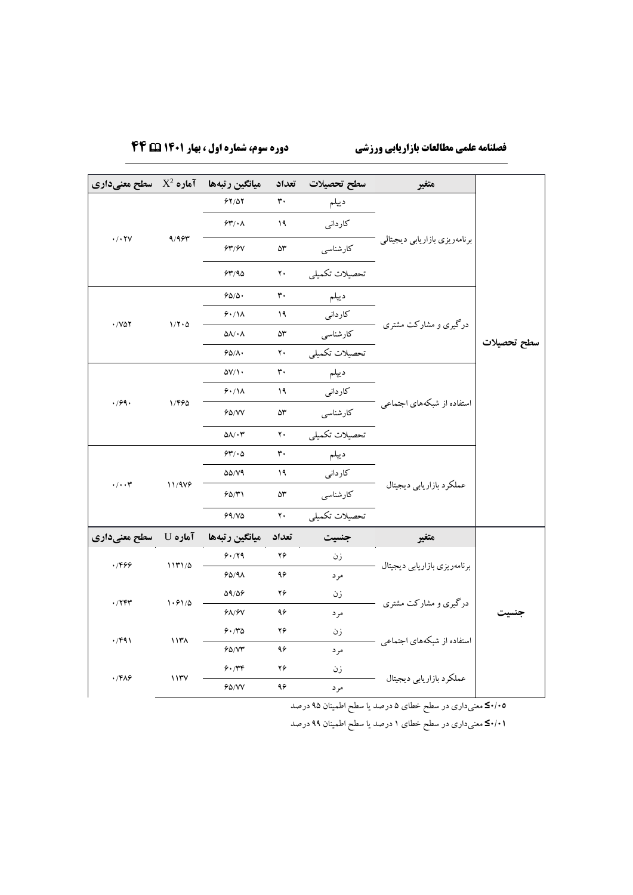| | متغیر | سطح تحصیلات | تعداد | میانگین رتبه‌ها | آماره $X^2$ | سطح معنی‌داری |
|---|---|---|---|---|---|---|
| سطح تحصیلات | برنامه‌ریزی بازاریابی دیجیتالی | دیپلم | ۳۰ | ۶۲/۵۲ | ۹/۹۶۳ | ۰/۰۲۷ |
| | | کاردانی | ۱۹ | ۶۳/۰۸ | | |
| | | کارشناسی | ۵۳ | ۶۳/۶۷ | | |
| | | تحصیلات تکمیلی | ۲۰ | ۶۳/۹۵ | | |
| | درگیری و مشارکت مشتری | دیپلم | ۳۰ | ۶۵/۵۰ | ۱/۲۰۵ | ۰/۷۵۲ |
| | | کاردانی | ۱۹ | ۶۰/۱۸ | | |
| | | کارشناسی | ۵۳ | ۵۸/۰۸ | | |
| | | تحصیلات تکمیلی | ۲۰ | ۶۵/۸۰ | | |
| | استفاده از شبکه‌های اجتماعی | دیپلم | ۳۰ | ۵۷/۱۰ | ۱/۴۶۵ | ۰/۶۹۰ |
| | | کاردانی | ۱۹ | ۶۰/۱۸ | | |
| | | کارشناسی | ۵۳ | ۶۵/۷۷ | | |
| | | تحصیلات تکمیلی | ۲۰ | ۵۸/۰۳ | | |
| | عملکرد بازاریابی دیجیتال | دیپلم | ۳۰ | ۶۳/۰۵ | ۱۱/۹۷۶ | ۰/۰۰۳ |
| | | کاردانی | ۱۹ | ۵۵/۷۹ | | |
| | | کارشناسی | ۵۳ | ۶۵/۳۱ | | |
| | | تحصیلات تکمیلی | ۲۰ | ۶۹/۷۵ | | |
| | **متغیر** | **جنسیت** | **تعداد** | **میانگین رتبه‌ها** | **آماره U** | **سطح معنی‌داری** |
| جنسیت | برنامه‌ریزی بازاریابی دیجیتال | زن | ۲۶ | ۶۰/۲۹ | ۱۱۳۱/۵ | ۰/۴۶۶ |
| | | مرد | ۹۶ | ۶۵/۹۸ | | |
| | درگیری و مشارکت مشتری | زن | ۲۶ | ۵۹/۵۶ | ۱۰۶۱/۵ | ۰/۲۴۳ |
| | | مرد | ۹۶ | ۶۸/۶۷ | | |
| | استفاده از شبکه‌های اجتماعی | زن | ۲۶ | ۶۰/۳۵ | ۱۱۳۸ | ۰/۴۹۱ |
| | | مرد | ۹۶ | ۶۵/۷۳ | | |
| | عملکرد بازاریابی دیجیتال | زن | ۲۶ | ۶۰/۳۴ | ۱۱۳۷ | ۰/۴۸۶ |
| | | مرد | ۹۶ | ۶۵/۷۷ | | |

**۰/۰۵≥** معنی‌داری در سطح خطای ۵ درصد یا سطح اطمینان ۹۵ درصد

**۰/۰۱≥** معنی‌داری در سطح خطای ۱ درصد یا سطح اطمینان ۹۹ درصد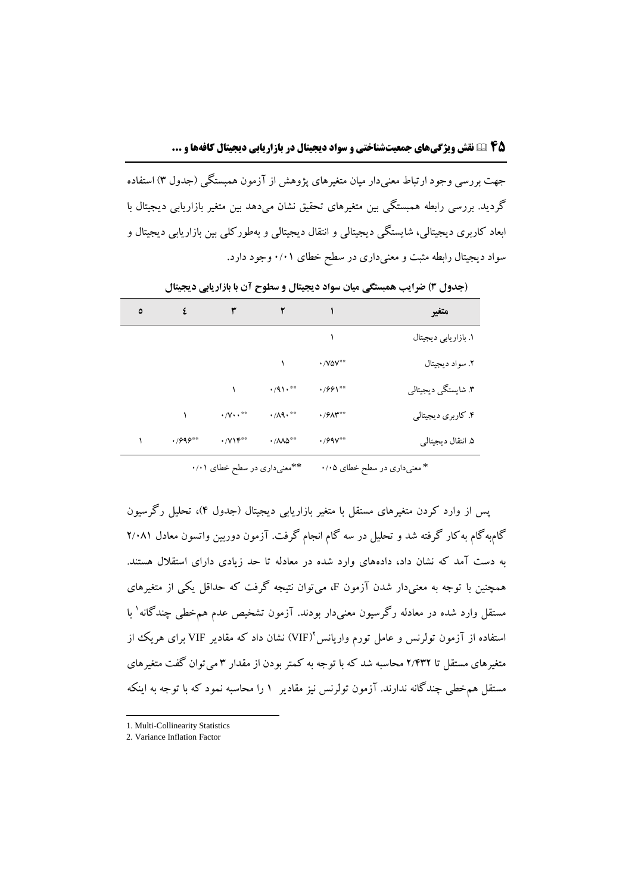جهت بررسی وجود ارتباط معنی‌دار میان متغیرهای پژوهش از آزمون همبستگی (جدول ۳) استفاده گردید. بررسی رابطه همبستگی بین متغیرهای تحقیق نشان می‌دهد بین متغیر بازاریابی دیجیتال با ابعاد کاربری دیجیتالی، شایستگی دیجیتالی و انتقال دیجیتالی و به‌طورکلی بین بازاریابی دیجیتال و سواد دیجیتال رابطه مثبت و معنی‌داری در سطح خطای ۰/۰۱ وجود دارد.

**(جدول ۳) ضرایب همبستگی میان سواد دیجیتال و سطوح آن با بازاریابی دیجیتال**

| متغیر | ۱ | ۲ | ۳ | ٤ | ٥ |
|---|---|---|---|---|---|
| ۱. بازاریابی دیجیتال | ۱ | | | | |
| ۲. سواد دیجیتال | \*\*۰/۷۵۷ | ۱ | | | |
| ۳. شایستگی دیجیتالی | \*\*۰/۶۶۱ | \*\*۰/۹۱۰ | ۱ | | |
| ۴. کاربری دیجیتالی | \*\*۰/۶۸۳ | \*\*۰/۸۹۰ | \*\*۰/۷۰۰ | ۱ | |
| ۵. انتقال دیجیتالی | \*\*۰/۶۹۷ | \*\*۰/۸۸۵ | \*\*۰/۷۱۴ | \*\*۰/۶۹۶ | ۱ |

\* معنی‌داری در سطح خطای ۰/۰۵ &nbsp;&nbsp;&nbsp;&nbsp; \*\*معنی‌داری در سطح خطای ۰/۰۱

پس از وارد کردن متغیرهای مستقل با متغیر بازاریابی دیجیتال (جدول ۴)، تحلیل رگرسیون گام‌به‌گام به‌کار گرفته شد و تحلیل در سه گام انجام گرفت. آزمون دوربین واتسون معادل ۲/۰۸۱ به دست آمد که نشان داد، داده‌های وارد شده در معادله تا حد زیادی دارای استقلال هستند. همچنین با توجه به معنی‌دار شدن آزمون F، می‌توان نتیجه گرفت که حداقل یکی از متغیرهای مستقل وارد شده در معادله رگرسیون معنی‌دار بودند. آزمون تشخیص عدم هم‌خطی چندگانه[1] با استفاده از آزمون تولرنس و عامل تورم واریانس[2](VIF) نشان داد که مقادیر VIF برای هریک از متغیرهای مستقل تا ۲/۴۳۲ محاسبه شد که با توجه به کمتر بودن از مقدار ۳ می‌توان گفت متغیرهای مستقل هم‌خطی چندگانه ندارند. آزمون تولرنس نیز مقادیر ۱ را محاسبه نمود که با توجه به اینکه

---

1. Multi-Collinearity Statistics
2. Variance Inflation Factor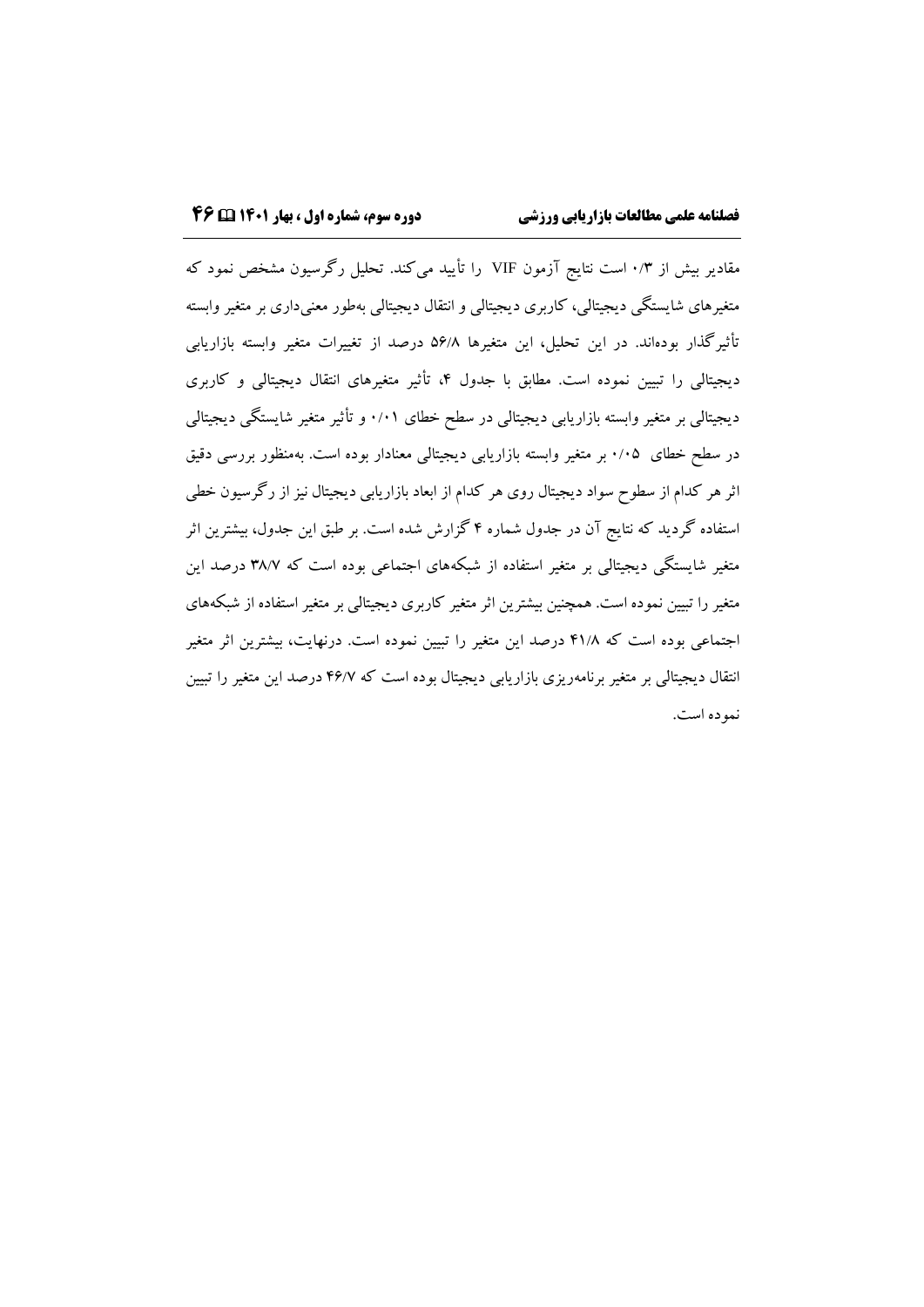مقادیر بیش از ۰/۳ است نتایج آزمون VIF را تأیید می‌کند. تحلیل رگرسیون مشخص نمود که متغیرهای شایستگی دیجیتالی، کاربری دیجیتالی و انتقال دیجیتالی به‌طور معنی‌داری بر متغیر وابسته تأثیرگذار بوده‌اند. در این تحلیل، این متغیرها ۵۶/۸ درصد از تغییرات متغیر وابسته بازاریابی دیجیتالی را تبیین نموده است. مطابق با جدول ۴، تأثیر متغیرهای انتقال دیجیتالی و کاربری دیجیتالی بر متغیر وابسته بازاریابی دیجیتالی در سطح خطای ۰/۰۱ و تأثیر متغیر شایستگی دیجیتالی در سطح خطای ۰/۰۵ بر متغیر وابسته بازاریابی دیجیتالی معنادار بوده است. به‌منظور بررسی دقیق اثر هر کدام از سطوح سواد دیجیتال روی هر کدام از ابعاد بازاریابی دیجیتال نیز از رگرسیون خطی استفاده گردید که نتایج آن در جدول شماره ۴ گزارش شده است. بر طبق این جدول، بیشترین اثر متغیر شایستگی دیجیتالی بر متغیر استفاده از شبکه‌های اجتماعی بوده است که ۳۸/۷ درصد این متغیر را تبیین نموده است. همچنین بیشترین اثر متغیر کاربری دیجیتالی بر متغیر استفاده از شبکه‌های اجتماعی بوده است که ۴۱/۸ درصد این متغیر را تبیین نموده است. درنهایت، بیشترین اثر متغیر انتقال دیجیتالی بر متغیر برنامه‌ریزی بازاریابی دیجیتال بوده است که ۴۶/۷ درصد این متغیر را تبیین نموده است.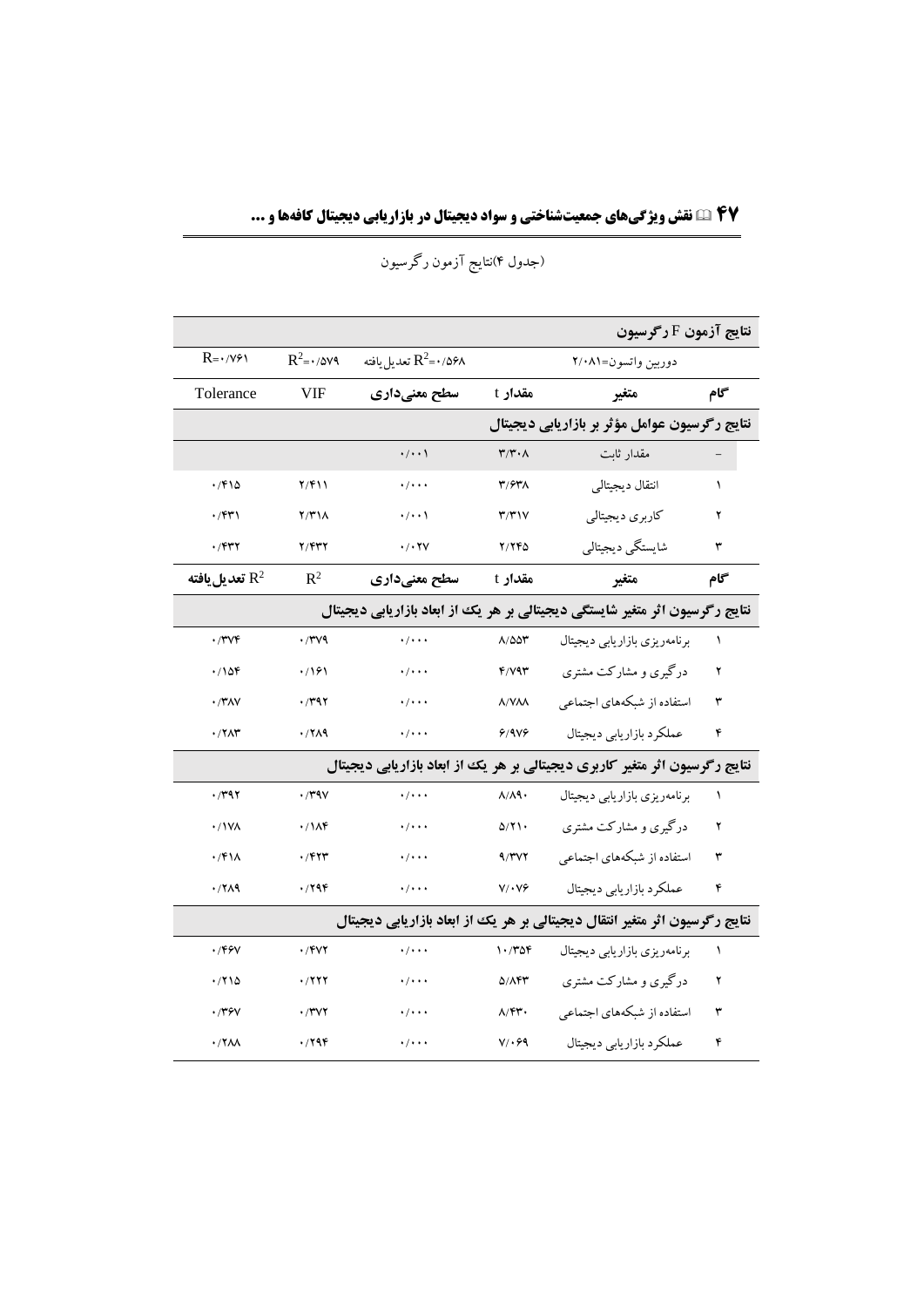(جدول ۴)نتایج آزمون رگرسیون

| گام | متغیر | مقدار t | سطح معنی‌داری | VIF | Tolerance |
|---|---|---|---|---|---|
| **نتایج آزمون F رگرسیون** | | | | | |
| | دوربین واتسون=۲/۰۸۱ | | $R^2$=۰/۵۶۸ تعدیل یافته | $R^2$=۰/۵۷۹ | R=۰/۷۶۱ |
| **نتایج رگرسیون عوامل مؤثر بر بازاریابی دیجیتال** | | | | | |
| - | مقدار ثابت | ۳/۳۰۸ | ۰/۰۰۱ | | |
| ۱ | انتقال دیجیتالی | ۳/۶۳۸ | ۰/۰۰۰ | ۲/۴۱۱ | ۰/۴۱۵ |
| ۲ | کاربری دیجیتالی | ۳/۳۱۷ | ۰/۰۰۱ | ۲/۳۱۸ | ۰/۴۳۱ |
| ۳ | شایستگی دیجیتالی | ۲/۲۴۵ | ۰/۰۲۷ | ۲/۴۳۲ | ۰/۴۳۲ |
| **گام** | **متغیر** | **مقدار t** | **سطح معنی‌داری** | **$R^2$** | **$R^2$ تعدیل‌یافته** |
| **نتایج رگرسیون اثر متغیر شایستگی دیجیتالی بر هر یک از ابعاد بازاریابی دیجیتال** | | | | | |
| ۱ | برنامه‌ریزی بازاریابی دیجیتال | ۸/۵۵۳ | ۰/۰۰۰ | ۰/۳۷۹ | ۰/۳۷۴ |
| ۲ | درگیری و مشارکت مشتری | ۴/۷۹۳ | ۰/۰۰۰ | ۰/۱۶۱ | ۰/۱۵۴ |
| ۳ | استفاده از شبکه‌های اجتماعی | ۸/۷۸۸ | ۰/۰۰۰ | ۰/۳۹۲ | ۰/۳۸۷ |
| ۴ | عملکرد بازاریابی دیجیتال | ۶/۹۷۶ | ۰/۰۰۰ | ۰/۲۸۹ | ۰/۲۸۳ |
| **نتایج رگرسیون اثر متغیر کاربری دیجیتالی بر هر یک از ابعاد بازاریابی دیجیتال** | | | | | |
| ۱ | برنامه‌ریزی بازاریابی دیجیتال | ۸/۸۹۰ | ۰/۰۰۰ | ۰/۳۹۷ | ۰/۳۹۲ |
| ۲ | درگیری و مشارکت مشتری | ۵/۲۱۰ | ۰/۰۰۰ | ۰/۱۸۴ | ۰/۱۷۸ |
| ۳ | استفاده از شبکه‌های اجتماعی | ۹/۳۷۲ | ۰/۰۰۰ | ۰/۴۲۳ | ۰/۴۱۸ |
| ۴ | عملکرد بازاریابی دیجیتال | ۷/۰۷۶ | ۰/۰۰۰ | ۰/۲۹۴ | ۰/۲۸۹ |
| **نتایج رگرسیون اثر متغیر انتقال دیجیتالی بر هر یک از ابعاد بازاریابی دیجیتال** | | | | | |
| ۱ | برنامه‌ریزی بازاریابی دیجیتال | ۱۰/۳۵۴ | ۰/۰۰۰ | ۰/۴۷۲ | ۰/۴۶۷ |
| ۲ | درگیری و مشارکت مشتری | ۵/۸۴۳ | ۰/۰۰۰ | ۰/۲۲۲ | ۰/۲۱۵ |
| ۳ | استفاده از شبکه‌های اجتماعی | ۸/۴۳۰ | ۰/۰۰۰ | ۰/۳۷۲ | ۰/۳۶۷ |
| ۴ | عملکرد بازاریابی دیجیتال | ۷/۰۶۹ | ۰/۰۰۰ | ۰/۲۹۴ | ۰/۲۸۸ |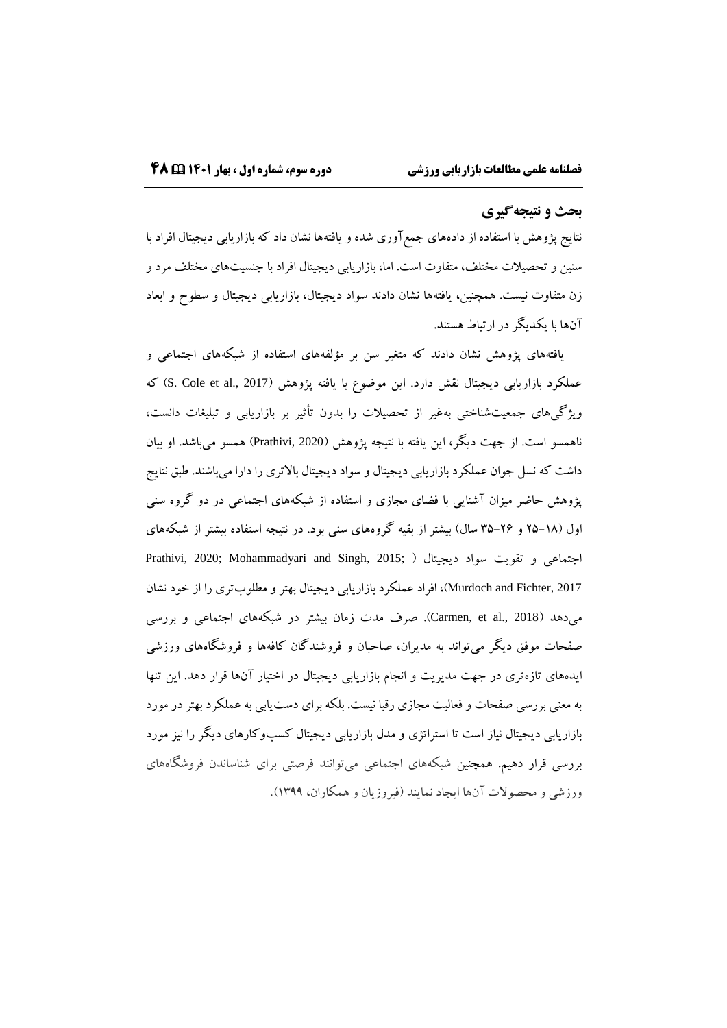## بحث و نتیجه‌گیری

نتایج پژوهش با استفاده از داده‌های جمع‌آوری شده و یافته‌ها نشان داد که بازاریابی دیجیتال افراد با سنین و تحصیلات مختلف، متفاوت است. اما، بازاریابی دیجیتال افراد با جنسیت‌های مختلف مرد و زن متفاوت نیست. همچنین، یافته‌ها نشان دادند سواد دیجیتال، بازاریابی دیجیتال و سطوح و ابعاد آن‌ها با یکدیگر در ارتباط هستند.

یافته‌های پژوهش نشان دادند که متغیر سن بر مؤلفه‌های استفاده از شبکه‌های اجتماعی و عملکرد بازاریابی دیجیتال نقش دارد. این موضوع با یافته پژوهش (S. Cole et al., 2017) که ویژگی‌های جمعیت‌شناختی به‌غیر از تحصیلات را بدون تأثیر بر بازاریابی و تبلیغات دانست، ناهمسو است. از جهت دیگر، این یافته با نتیجه پژوهش (Prathivi, 2020) همسو می‌باشد. او بیان داشت که نسل جوان عملکرد بازاریابی دیجیتال و سواد دیجیتال بالاتری را دارا می‌باشند. طبق نتایج پژوهش حاضر میزان آشنایی با فضای مجازی و استفاده از شبکه‌های اجتماعی در دو گروه سنی اول (۱۸-۲۵ و ۲۶-۳۵ سال) بیشتر از بقیه گروه‌های سنی بود. در نتیجه استفاده بیشتر از شبکه‌های اجتماعی و تقویت سواد دیجیتال (Prathivi, 2020; Mohammadyari and Singh, 2015; Murdoch and Fichter, 2017)، افراد عملکرد بازاریابی دیجیتال بهتر و مطلوب‌تری را از خود نشان می‌دهد (Carmen, et al., 2018). صرف مدت زمان بیشتر در شبکه‌های اجتماعی و بررسی صفحات موفق دیگر می‌تواند به مدیران، صاحبان و فروشندگان کافه‌ها و فروشگاه‌های ورزشی ایده‌های تازه‌تری در جهت مدیریت و انجام بازاریابی دیجیتال در اختیار آن‌ها قرار دهد. این تنها به معنی بررسی صفحات و فعالیت مجازی رقبا نیست. بلکه برای دست‌یابی به عملکرد بهتر در مورد بازاریابی دیجیتال نیاز است تا استراتژی و مدل بازاریابی دیجیتال کسب‌وکارهای دیگر را نیز مورد بررسی قرار دهیم. همچنین شبکه‌های اجتماعی می‌توانند فرصتی برای شناساندن فروشگاه‌های ورزشی و محصولات آن‌ها ایجاد نمایند (فیروزیان و همکاران، ۱۳۹۹).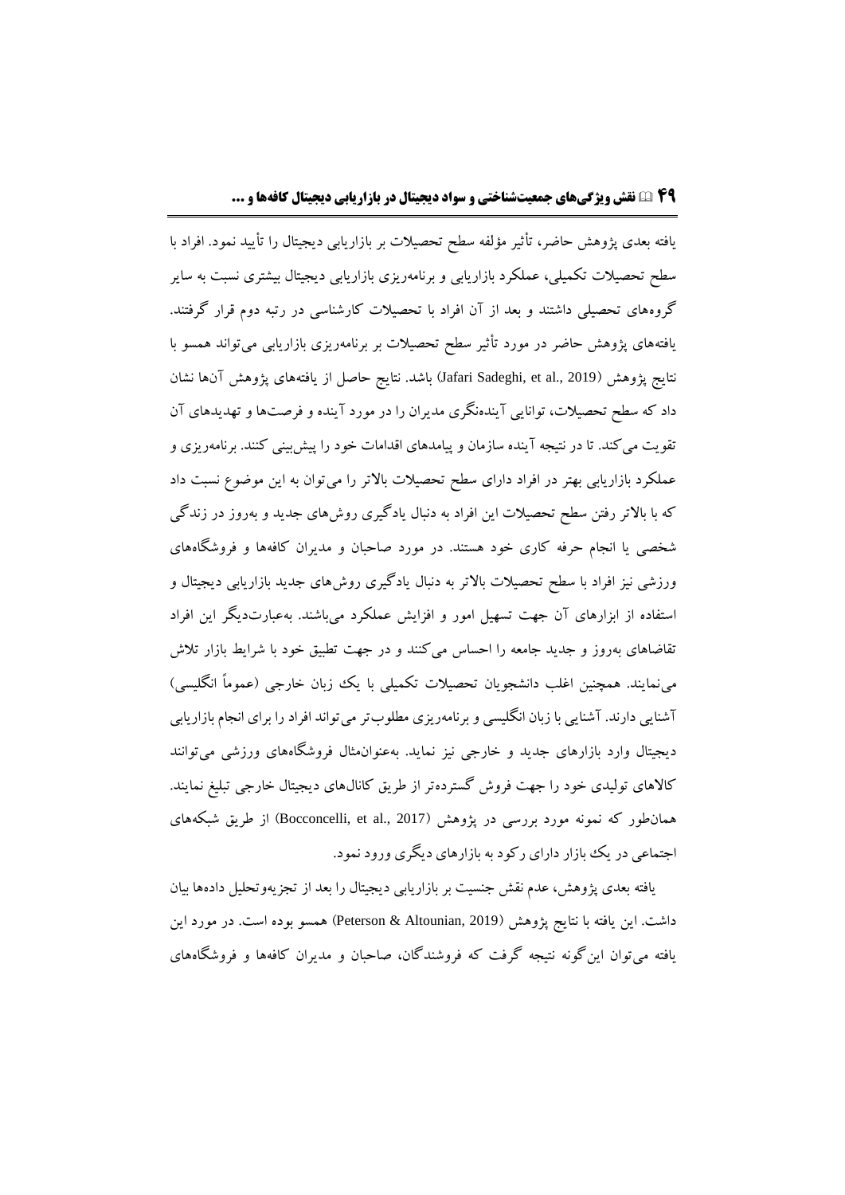یافته بعدی پژوهش حاضر، تأثیر مؤلفه سطح تحصیلات بر بازاریابی دیجیتال را تأیید نمود. افراد با سطح تحصیلات تکمیلی، عملکرد بازاریابی و برنامه‌ریزی بازاریابی دیجیتال بیشتری نسبت به سایر گروه‌های تحصیلی داشتند و بعد از آن افراد با تحصیلات کارشناسی در رتبه دوم قرار گرفتند. یافته‌های پژوهش حاضر در مورد تأثیر سطح تحصیلات بر برنامه‌ریزی بازاریابی می‌تواند همسو با نتایج پژوهش (Jafari Sadeghi, et al., 2019) باشد. نتایج حاصل از یافته‌های پژوهش آن‌ها نشان داد که سطح تحصیلات، توانایی آینده‌نگری مدیران را در مورد آینده و فرصت‌ها و تهدیدهای آن تقویت می‌کند. تا در نتیجه آینده سازمان و پیامدهای اقدامات خود را پیش‌بینی کنند. برنامه‌ریزی و عملکرد بازاریابی بهتر در افراد دارای سطح تحصیلات بالاتر را می‌توان به این موضوع نسبت داد که با بالاتر رفتن سطح تحصیلات این افراد به دنبال یادگیری روش‌های جدید و به‌روز در زندگی شخصی یا انجام حرفه کاری خود هستند. در مورد صاحبان و مدیران کافه‌ها و فروشگاه‌های ورزشی نیز افراد با سطح تحصیلات بالاتر به دنبال یادگیری روش‌های جدید بازاریابی دیجیتال و استفاده از ابزارهای آن جهت تسهیل امور و افزایش عملکرد می‌باشند. به‌عبارت‌دیگر این افراد تقاضاهای به‌روز و جدید جامعه را احساس می‌کنند و در جهت تطبیق خود با شرایط بازار تلاش می‌نمایند. همچنین اغلب دانشجویان تحصیلات تکمیلی با یک زبان خارجی (عموماً انگلیسی) آشنایی دارند. آشنایی با زبان انگلیسی و برنامه‌ریزی مطلوب‌تر می‌تواند افراد را برای انجام بازاریابی دیجیتال وارد بازارهای جدید و خارجی نیز نماید. به‌عنوان‌مثال فروشگاه‌های ورزشی می‌توانند کالاهای تولیدی خود را جهت فروش گسترده‌تر از طریق کانال‌های دیجیتال خارجی تبلیغ نمایند. همان‌طور که نمونه مورد بررسی در پژوهش (Bocconcelli, et al., 2017) از طریق شبکه‌های اجتماعی در یک بازار دارای رکود به بازارهای دیگری ورود نمود.

یافته بعدی پژوهش، عدم نقش جنسیت بر بازاریابی دیجیتال را بعد از تجزیه‌وتحلیل داده‌ها بیان داشت. این یافته با نتایج پژوهش (Peterson & Altounian, 2019) همسو بوده است. در مورد این یافته می‌توان این‌گونه نتیجه گرفت که فروشندگان، صاحبان و مدیران کافه‌ها و فروشگاه‌های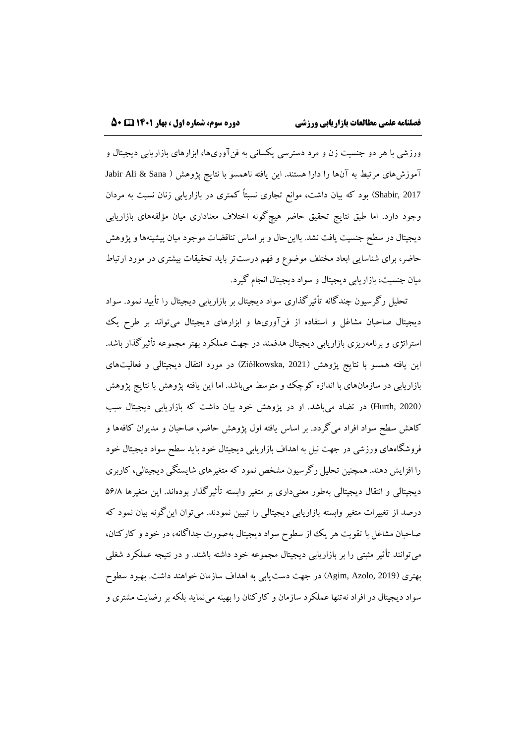ورزشی با هر دو جنسیت زن و مرد دسترسی یکسانی به فن‌آوری‌ها، ابزارهای بازاریابی دیجیتال و آموزش‌های مرتبط به آن‌ها را دارا هستند. این یافته ناهمسو با نتایج پژوهش (Jabir Ali & Sana Shabir, 2017) بود که بیان داشت، موانع تجاری نسبتاً کمتری در بازاریابی زنان نسبت به مردان وجود دارد. اما طبق نتایج تحقیق حاضر هیچ‌گونه اختلاف معناداری میان مؤلفه‌های بازاریابی دیجیتال در سطح جنسیت یافت نشد. بااین‌حال و بر اساس تناقضات موجود میان پیشینه‌ها و پژوهش حاضر، برای شناسایی ابعاد مختلف موضوع و فهم درست‌تر باید تحقیقات بیشتری در مورد ارتباط میان جنسیت، بازاریابی دیجیتال و سواد دیجیتال انجام گیرد.

تحلیل رگرسیون چندگانه تأثیرگذاری سواد دیجیتال بر بازاریابی دیجیتال را تأیید نمود. سواد دیجیتال صاحبان مشاغل و استفاده از فن‌آوری‌ها و ابزارهای دیجیتال می‌تواند بر طرح یک استراتژی و برنامه‌ریزی بازاریابی دیجیتال هدفمند در جهت عملکرد بهتر مجموعه تأثیرگذار باشد. این یافته همسو با نتایج پژوهش (Ziółkowska, 2021) در مورد انتقال دیجیتالی و فعالیت‌های بازاریابی در سازمان‌های با اندازه کوچک و متوسط می‌باشد. اما این یافته پژوهش با نتایج پژوهش (Hurth, 2020) در تضاد می‌باشد. او در پژوهش خود بیان داشت که بازاریابی دیجیتال سبب کاهش سطح سواد افراد می‌گردد. بر اساس یافته اول پژوهش حاضر، صاحبان و مدیران کافه‌ها و فروشگاه‌های ورزشی در جهت نیل به اهداف بازاریابی دیجیتال خود باید سطح سواد دیجیتال خود را افزایش دهند. همچنین تحلیل رگرسیون مشخص نمود که متغیرهای شایستگی دیجیتالی، کاربری دیجیتالی و انتقال دیجیتالی به‌طور معنی‌داری بر متغیر وابسته تأثیرگذار بوده‌اند. این متغیرها ۵۶/۸ درصد از تغییرات متغیر وابسته بازاریابی دیجیتالی را تبیین نمودند. می‌توان این‌گونه بیان نمود که صاحبان مشاغل با تقویت هر یک از سطوح سواد دیجیتال به‌صورت جداگانه، در خود و کارکنان، می‌توانند تأثیر مثبتی را بر بازاریابی دیجیتال مجموعه خود داشته باشند. و در نتیجه عملکرد شغلی بهتری (Agim, Azolo, 2019) در جهت دست‌یابی به اهداف سازمان خواهند داشت. بهبود سطوح سواد دیجیتال در افراد نه‌تنها عملکرد سازمان و کارکنان را بهینه می‌نماید بلکه بر رضایت مشتری و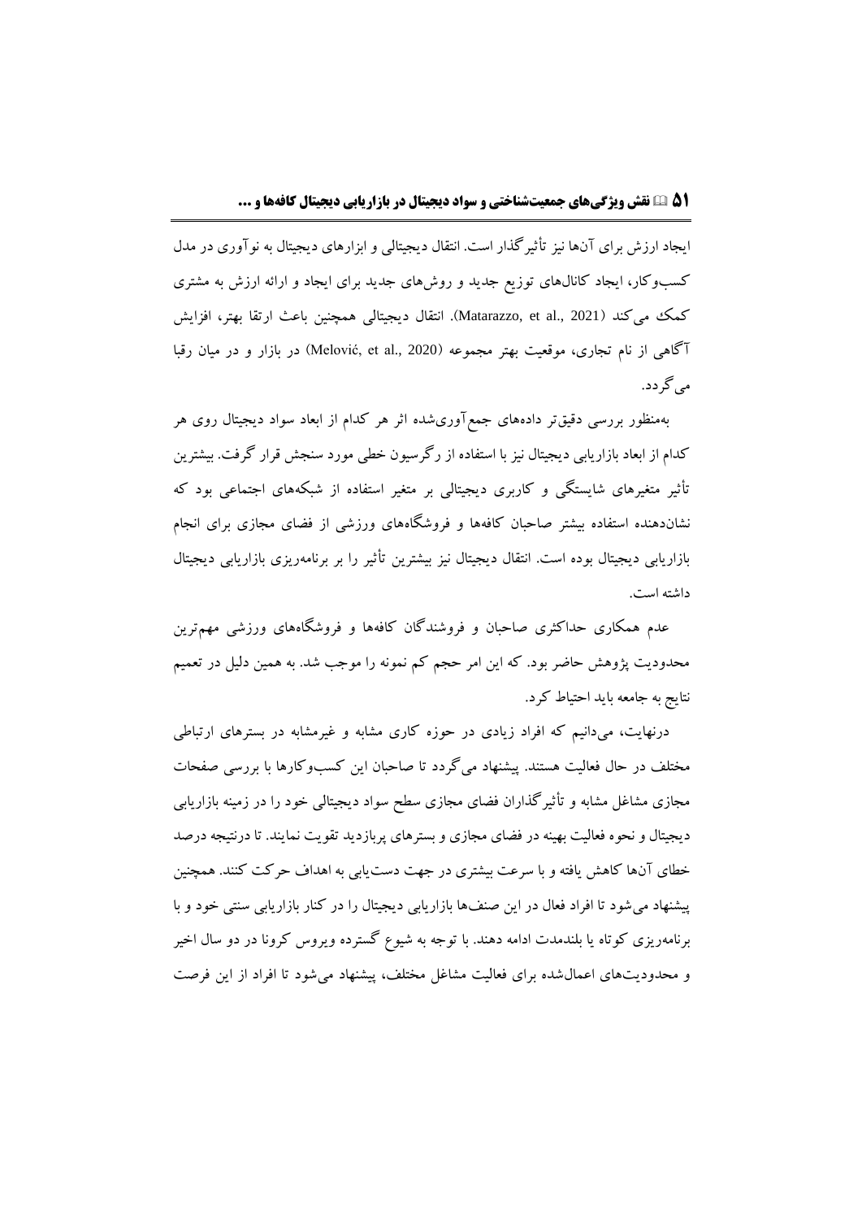ایجاد ارزش برای آن‌ها نیز تأثیرگذار است. انتقال دیجیتالی و ابزارهای دیجیتال به نوآوری در مدل کسب‌وکار، ایجاد کانال‌های توزیع جدید و روش‌های جدید برای ایجاد و ارائه ارزش به مشتری کمک می‌کند (Matarazzo, et al., 2021). انتقال دیجیتالی همچنین باعث ارتقا بهتر، افزایش آگاهی از نام تجاری، موقعیت بهتر مجموعه (Melović, et al., 2020) در بازار و در میان رقبا می‌گردد.

به‌منظور بررسی دقیق‌تر داده‌های جمع‌آوری‌شده اثر هر کدام از ابعاد سواد دیجیتال روی هر کدام از ابعاد بازاریابی دیجیتال نیز با استفاده از رگرسیون خطی مورد سنجش قرار گرفت. بیشترین تأثیر متغیرهای شایستگی و کاربری دیجیتالی بر متغیر استفاده از شبکه‌های اجتماعی بود که نشان‌دهنده استفاده بیشتر صاحبان کافه‌ها و فروشگاه‌های ورزشی از فضای مجازی برای انجام بازاریابی دیجیتال بوده است. انتقال دیجیتال نیز بیشترین تأثیر را بر برنامه‌ریزی بازاریابی دیجیتال داشته است.

عدم همکاری حداکثری صاحبان و فروشندگان کافه‌ها و فروشگاه‌های ورزشی مهم‌ترین محدودیت پژوهش حاضر بود. که این امر حجم کم نمونه را موجب شد. به همین دلیل در تعمیم نتایج به جامعه باید احتیاط کرد.

درنهایت، می‌دانیم که افراد زیادی در حوزه کاری مشابه و غیرمشابه در بسترهای ارتباطی مختلف در حال فعالیت هستند. پیشنهاد می‌گردد تا صاحبان این کسب‌وکارها با بررسی صفحات مجازی مشاغل مشابه و تأثیرگذاران فضای مجازی سطح سواد دیجیتالی خود را در زمینه بازاریابی دیجیتال و نحوه فعالیت بهینه در فضای مجازی و بسترهای پربازدید تقویت نمایند. تا درنتیجه درصد خطای آن‌ها کاهش یافته و با سرعت بیشتری در جهت دست‌یابی به اهداف حرکت کنند. همچنین پیشنهاد می‌شود تا افراد فعال در این صنف‌ها بازاریابی دیجیتال را در کنار بازاریابی سنتی خود و با برنامه‌ریزی کوتاه یا بلندمدت ادامه دهند. با توجه به شیوع گسترده ویروس کرونا در دو سال اخیر و محدودیت‌های اعمال‌شده برای فعالیت مشاغل مختلف، پیشنهاد می‌شود تا افراد از این فرصت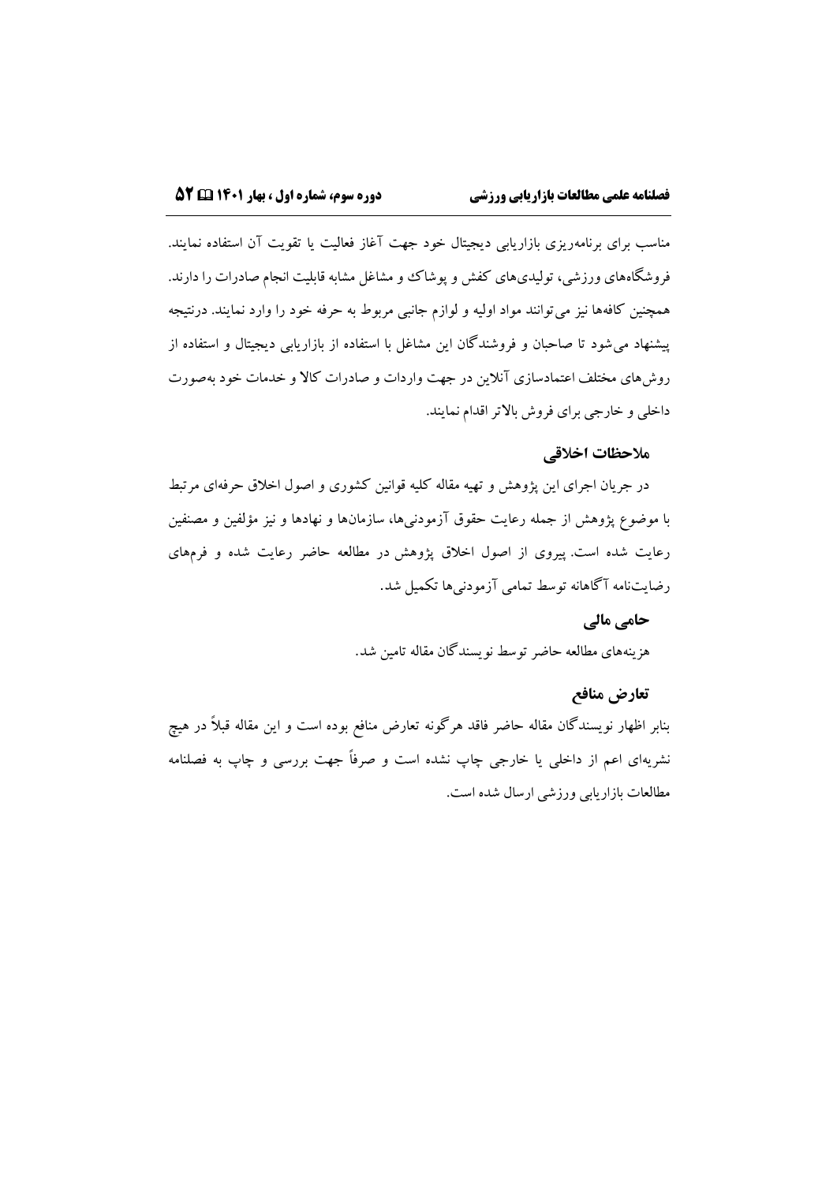مناسب برای برنامه‌ریزی بازاریابی دیجیتال خود جهت آغاز فعالیت یا تقویت آن استفاده نمایند. فروشگاه‌های ورزشی، تولیدی‌های کفش و پوشاک و مشاغل مشابه قابلیت انجام صادرات را دارند. همچنین کافه‌ها نیز می‌توانند مواد اولیه و لوازم جانبی مربوط به حرفه خود را وارد نمایند. درنتیجه پیشنهاد می‌شود تا صاحبان و فروشندگان این مشاغل با استفاده از بازاریابی دیجیتال و استفاده از روش‌های مختلف اعتمادسازی آنلاین در جهت واردات و صادرات کالا و خدمات خود به‌صورت داخلی و خارجی برای فروش بالاتر اقدام نمایند.

## ملاحظات اخلاقی

در جریان اجرای این پژوهش و تهیه مقاله کلیه قوانین کشوری و اصول اخلاق حرفه‌ای مرتبط با موضوع پژوهش از جمله رعایت حقوق آزمودنی‌ها، سازمان‌ها و نهادها و نیز مؤلفین و مصنفین رعایت شده است. پیروی از اصول اخلاق پژوهش در مطالعه حاضر رعایت شده و فرم‌های رضایت‌نامه آگاهانه توسط تمامی آزمودنی‌ها تکمیل شد.

## حامی مالی

هزینه‌های مطالعه حاضر توسط نویسندگان مقاله تامین شد.

## تعارض منافع

بنابر اظهار نویسندگان مقاله حاضر فاقد هرگونه تعارض منافع بوده است و این مقاله قبلاً در هیچ نشریه‌ای اعم از داخلی یا خارجی چاپ نشده است و صرفاً جهت بررسی و چاپ به فصلنامه مطالعات بازاریابی ورزشی ارسال شده است.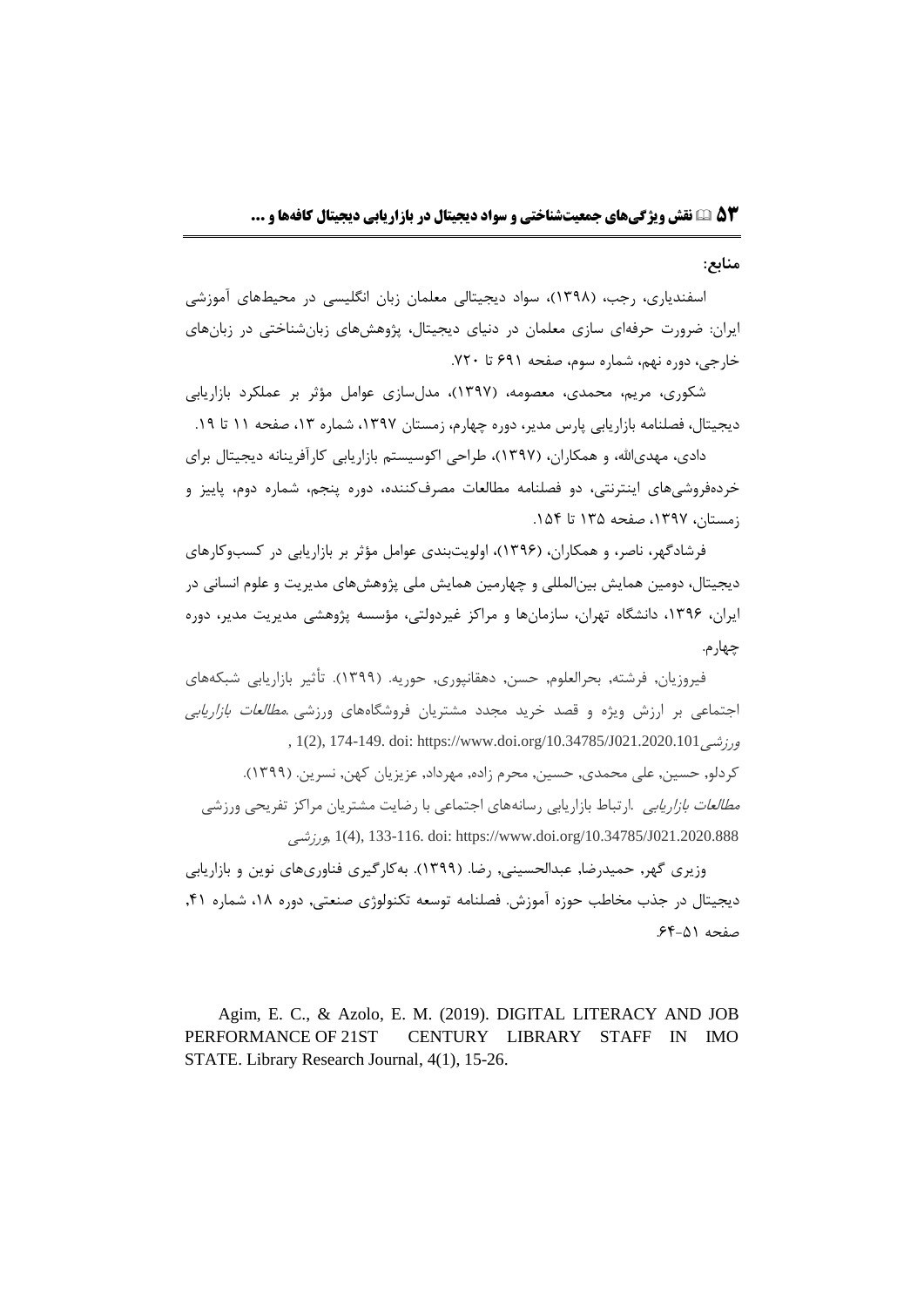**منابع:**

اسفندیاری، رجب، (۱۳۹۸)، سواد دیجیتالی معلمان زبان انگلیسی در محیط‌های آموزشی ایران: ضرورت حرفه‌ای سازی معلمان در دنیای دیجیتال، پژوهش‌های زبان‌شناختی در زبان‌های خارجی، دوره نهم، شماره سوم، صفحه ۶۹۱ تا ۷۲۰.

شکوری، مریم، محمدی، معصومه، (۱۳۹۷)، مدل‌سازی عوامل مؤثر بر عملکرد بازاریابی دیجیتال، فصلنامه بازاریابی پارس مدیر، دوره چهارم، زمستان ۱۳۹۷، شماره ۱۳، صفحه ۱۱ تا ۱۹.

دادی، مهدی‌الله، و همکاران، (۱۳۹۷)، طراحی اکوسیستم بازاریابی کارآفرینانه دیجیتال برای خرده‌فروشی‌های اینترنتی، دو فصلنامه مطالعات مصرف‌کننده، دوره پنجم، شماره دوم، پاییز و زمستان، ۱۳۹۷، صفحه ۱۳۵ تا ۱۵۴.

فرشادگهر، ناصر، و همکاران، (۱۳۹۶)، اولویت‌بندی عوامل مؤثر بر بازاریابی در کسب‌وکارهای دیجیتال، دومین همایش بین‌المللی و چهارمین همایش ملی پژوهش‌های مدیریت و علوم انسانی در ایران، ۱۳۹۶، دانشگاه تهران، سازمان‌ها و مراکز غیردولتی، مؤسسه پژوهشی مدیریت مدیر، دوره چهارم.

فیروزیان, فرشته, بحرالعلوم, حسن, دهقانپوری, حوریه. (۱۳۹۹). تأثیر بازاریابی شبکه‌های اجتماعی بر ارزش ویژه و قصد خرید مجدد مشتریان فروشگاه‌های ورزشی. *مطالعات بازاریابی ورزشی*, 1(2), 174-149. doi: https://www.doi.org/10.34785/J021.2020.101

کردلو, حسین, علی محمدی, حسین, محرم زاده, مهرداد, عزیزیان کهن, نسرین. (۱۳۹۹). ارتباط بازاریابی رسانه‌های اجتماعی با رضایت مشتریان مراکز تفریحی ورزشی. *مطالعات بازاریابی ورزشی*, 1(4), 133-116. doi: https://www.doi.org/10.34785/J021.2020.888

وزیری گهر, حمیدرضا, عبدالحسینی, رضا. (۱۳۹۹). به‌کارگیری فناوری‌های نوین و بازاریابی دیجیتال در جذب مخاطب حوزه آموزش. فصلنامه توسعه تکنولوژی صنعتی, دوره ۱۸، شماره ۴۱, صفحه ۵۱-۶۴.

Agim, E. C., & Azolo, E. M. (2019). DIGITAL LITERACY AND JOB PERFORMANCE OF 21ST CENTURY LIBRARY STAFF IN IMO STATE. Library Research Journal, 4(1), 15-26.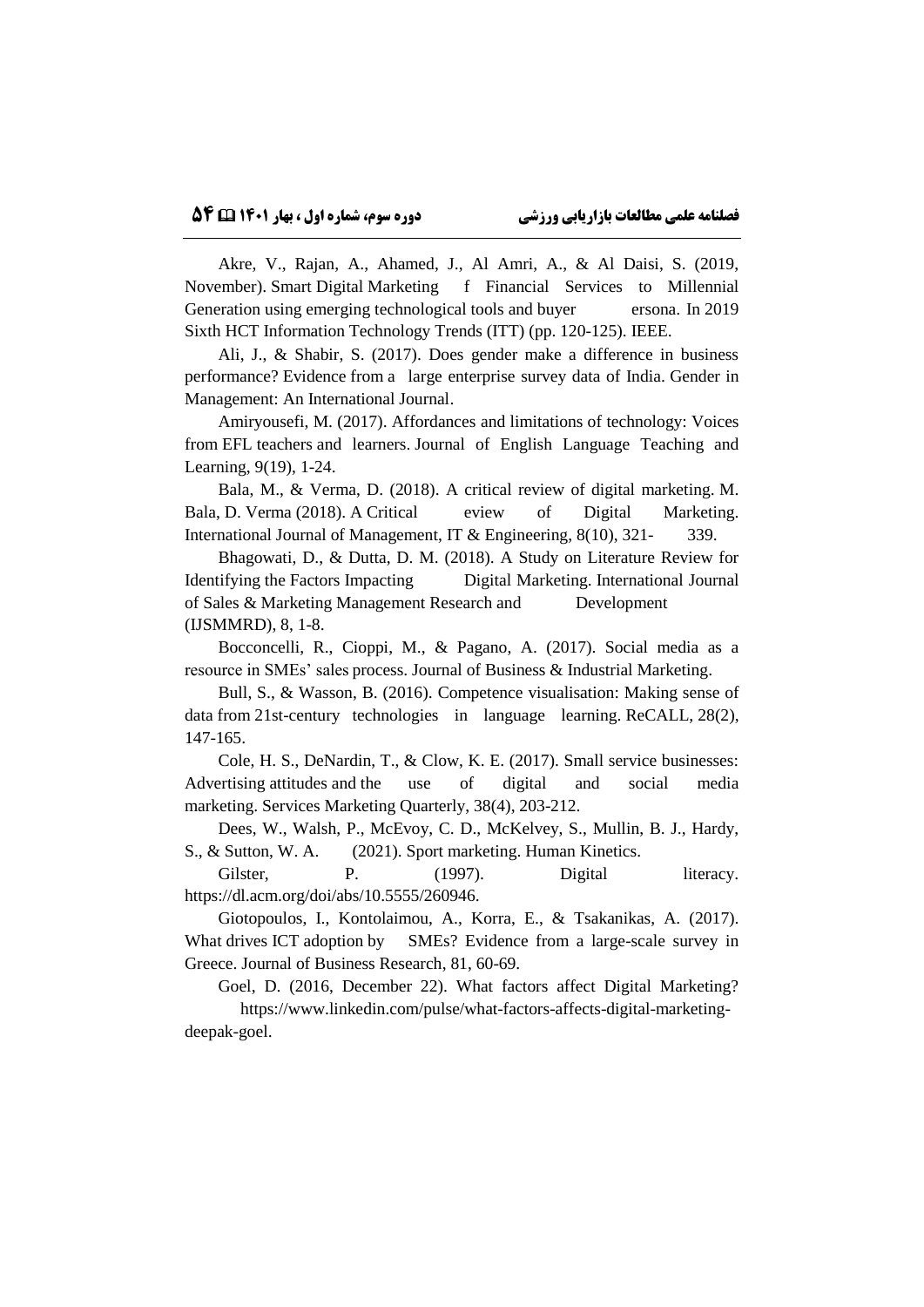Akre, V., Rajan, A., Ahamed, J., Al Amri, A., & Al Daisi, S. (2019, November). Smart Digital Marketing f Financial Services to Millennial Generation using emerging technological tools and buyer ersona. In 2019 Sixth HCT Information Technology Trends (ITT) (pp. 120-125). IEEE.

Ali, J., & Shabir, S. (2017). Does gender make a difference in business performance? Evidence from a large enterprise survey data of India. Gender in Management: An International Journal.

Amiryousefi, M. (2017). Affordances and limitations of technology: Voices from EFL teachers and learners. Journal of English Language Teaching and Learning, 9(19), 1-24.

Bala, M., & Verma, D. (2018). A critical review of digital marketing. M. Bala, D. Verma (2018). A Critical eview of Digital Marketing. International Journal of Management, IT & Engineering, 8(10), 321- 339.

Bhagowati, D., & Dutta, D. M. (2018). A Study on Literature Review for Identifying the Factors Impacting Digital Marketing. International Journal of Sales & Marketing Management Research and Development (IJSMMRD), 8, 1-8.

Bocconcelli, R., Cioppi, M., & Pagano, A. (2017). Social media as a resource in SMEs' sales process. Journal of Business & Industrial Marketing.

Bull, S., & Wasson, B. (2016). Competence visualisation: Making sense of data from 21st-century technologies in language learning. ReCALL, 28(2), 147-165.

Cole, H. S., DeNardin, T., & Clow, K. E. (2017). Small service businesses: Advertising attitudes and the use of digital and social media marketing. Services Marketing Quarterly, 38(4), 203-212.

Dees, W., Walsh, P., McEvoy, C. D., McKelvey, S., Mullin, B. J., Hardy, S., & Sutton, W. A. (2021). Sport marketing. Human Kinetics.

Gilster, P. (1997). Digital literacy. https://dl.acm.org/doi/abs/10.5555/260946.

Giotopoulos, I., Kontolaimou, A., Korra, E., & Tsakanikas, A. (2017). What drives ICT adoption by SMEs? Evidence from a large-scale survey in Greece. Journal of Business Research, 81, 60-69.

Goel, D. (2016, December 22). What factors affect Digital Marketing? https://www.linkedin.com/pulse/what-factors-affects-digital-marketing-deepak-goel.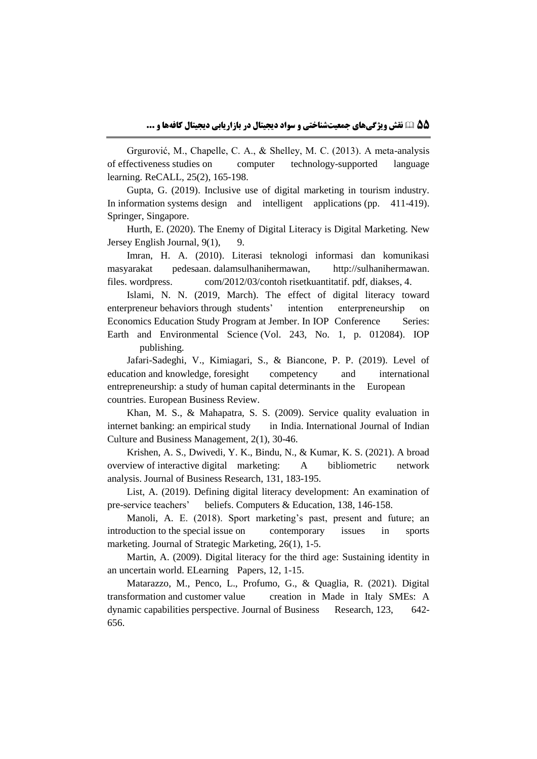Grgurović, M., Chapelle, C. A., & Shelley, M. C. (2013). A meta-analysis of effectiveness studies on computer technology-supported language learning. ReCALL, 25(2), 165-198.

Gupta, G. (2019). Inclusive use of digital marketing in tourism industry. In information systems design and intelligent applications (pp. 411-419). Springer, Singapore.

Hurth, E. (2020). The Enemy of Digital Literacy is Digital Marketing. New Jersey English Journal, 9(1), 9.

Imran, H. A. (2010). Literasi teknologi informasi dan komunikasi masyarakat pedesaan. dalamsulhanihermawan, http://sulhanihermawan. files. wordpress. com/2012/03/contoh risetkuantitatif. pdf, diakses, 4.

Islami, N. N. (2019, March). The effect of digital literacy toward enterpreneur behaviors through students' intention enterpreneurship on Economics Education Study Program at Jember. In IOP Conference Series: Earth and Environmental Science (Vol. 243, No. 1, p. 012084). IOP publishing.

Jafari-Sadeghi, V., Kimiagari, S., & Biancone, P. P. (2019). Level of education and knowledge, foresight competency and international entrepreneurship: a study of human capital determinants in the European countries. European Business Review.

Khan, M. S., & Mahapatra, S. S. (2009). Service quality evaluation in internet banking: an empirical study in India. International Journal of Indian Culture and Business Management, 2(1), 30-46.

Krishen, A. S., Dwivedi, Y. K., Bindu, N., & Kumar, K. S. (2021). A broad overview of interactive digital marketing: A bibliometric network analysis. Journal of Business Research, 131, 183-195.

List, A. (2019). Defining digital literacy development: An examination of pre-service teachers' beliefs. Computers & Education, 138, 146-158.

Manoli, A. E. (2018). Sport marketing's past, present and future; an introduction to the special issue on contemporary issues in sports marketing. Journal of Strategic Marketing, 26(1), 1-5.

Martin, A. (2009). Digital literacy for the third age: Sustaining identity in an uncertain world. ELearning Papers, 12, 1-15.

Matarazzo, M., Penco, L., Profumo, G., & Quaglia, R. (2021). Digital transformation and customer value creation in Made in Italy SMEs: A dynamic capabilities perspective. Journal of Business Research, 123, 642-656.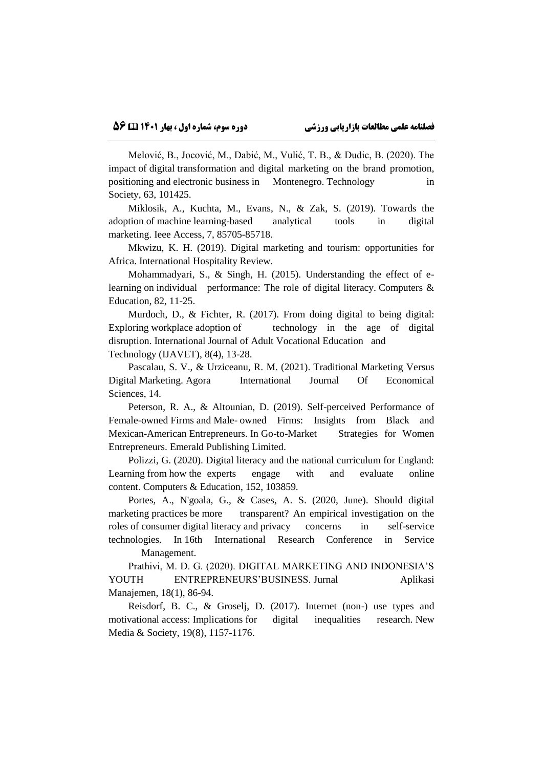Melović, B., Jocović, M., Dabić, M., Vulić, T. B., & Dudic, B. (2020). The impact of digital transformation and digital marketing on the brand promotion, positioning and electronic business in Montenegro. Technology in Society, 63, 101425.

Miklosik, A., Kuchta, M., Evans, N., & Zak, S. (2019). Towards the adoption of machine learning-based analytical tools in digital marketing. Ieee Access, 7, 85705-85718.

Mkwizu, K. H. (2019). Digital marketing and tourism: opportunities for Africa. International Hospitality Review.

Mohammadyari, S., & Singh, H. (2015). Understanding the effect of e-learning on individual performance: The role of digital literacy. Computers & Education, 82, 11-25.

Murdoch, D., & Fichter, R. (2017). From doing digital to being digital: Exploring workplace adoption of technology in the age of digital disruption. International Journal of Adult Vocational Education and Technology (IJAVET), 8(4), 13-28.

Pascalau, S. V., & Urziceanu, R. M. (2021). Traditional Marketing Versus Digital Marketing. Agora International Journal Of Economical Sciences, 14.

Peterson, R. A., & Altounian, D. (2019). Self-perceived Performance of Female-owned Firms and Male- owned Firms: Insights from Black and Mexican-American Entrepreneurs. In Go-to-Market Strategies for Women Entrepreneurs. Emerald Publishing Limited.

Polizzi, G. (2020). Digital literacy and the national curriculum for England: Learning from how the experts engage with and evaluate online content. Computers & Education, 152, 103859.

Portes, A., N'goala, G., & Cases, A. S. (2020, June). Should digital marketing practices be more transparent? An empirical investigation on the roles of consumer digital literacy and privacy concerns in self-service technologies. In 16th International Research Conference in Service Management.

Prathivi, M. D. G. (2020). DIGITAL MARKETING AND INDONESIA'S YOUTH ENTREPRENEURS'BUSINESS. Jurnal Aplikasi Manajemen, 18(1), 86-94.

Reisdorf, B. C., & Groselj, D. (2017). Internet (non-) use types and motivational access: Implications for digital inequalities research. New Media & Society, 19(8), 1157-1176.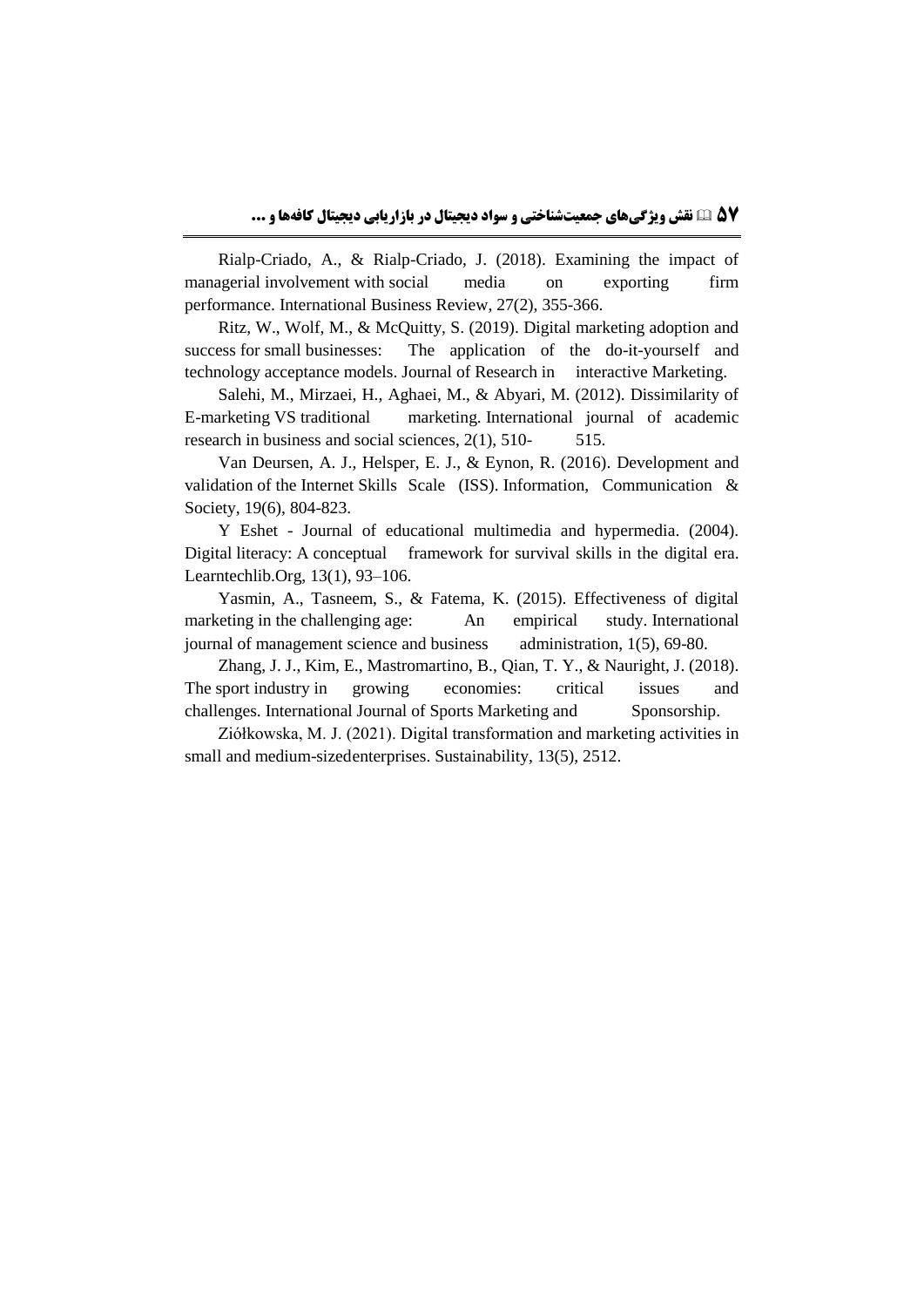Rialp-Criado, A., & Rialp-Criado, J. (2018). Examining the impact of managerial involvement with social media on exporting firm performance. International Business Review, 27(2), 355-366.

Ritz, W., Wolf, M., & McQuitty, S. (2019). Digital marketing adoption and success for small businesses: The application of the do-it-yourself and technology acceptance models. Journal of Research in interactive Marketing.

Salehi, M., Mirzaei, H., Aghaei, M., & Abyari, M. (2012). Dissimilarity of E-marketing VS traditional marketing. International journal of academic research in business and social sciences, 2(1), 510- 515.

Van Deursen, A. J., Helsper, E. J., & Eynon, R. (2016). Development and validation of the Internet Skills Scale (ISS). Information, Communication & Society, 19(6), 804-823.

Y Eshet - Journal of educational multimedia and hypermedia. (2004). Digital literacy: A conceptual framework for survival skills in the digital era. Learntechlib.Org, 13(1), 93–106.

Yasmin, A., Tasneem, S., & Fatema, K. (2015). Effectiveness of digital marketing in the challenging age: An empirical study. International journal of management science and business administration, 1(5), 69-80.

Zhang, J. J., Kim, E., Mastromartino, B., Qian, T. Y., & Nauright, J. (2018). The sport industry in growing economies: critical issues and challenges. International Journal of Sports Marketing and Sponsorship.

Ziółkowska, M. J. (2021). Digital transformation and marketing activities in small and medium-sizedenterprises. Sustainability, 13(5), 2512.